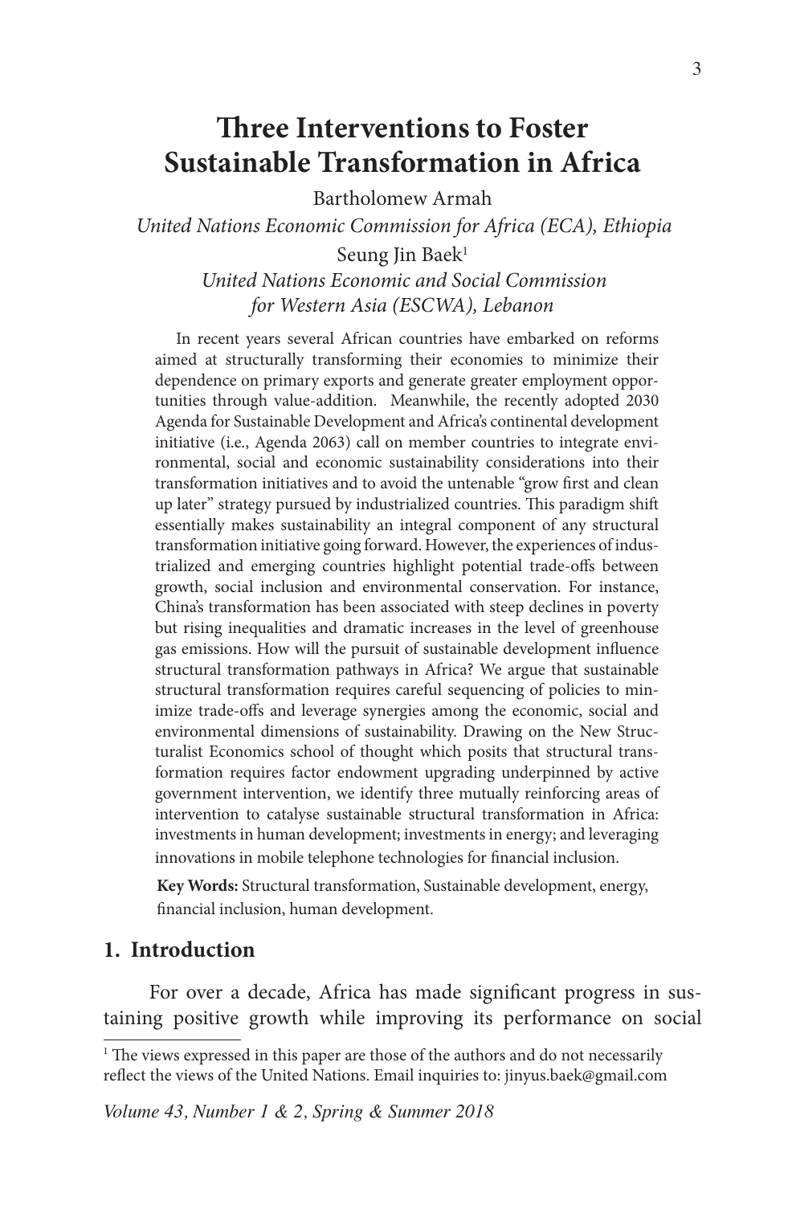# Three Interventions to Foster Sustainable Transformation in Africa

Bartholomew Armah

*United Nations Economic Commission for Africa (ECA), Ethiopia*

Seung Jin Baek[1]

*United Nations Economic and Social Commission for Western Asia (ESCWA), Lebanon*

In recent years several African countries have embarked on reforms aimed at structurally transforming their economies to minimize their dependence on primary exports and generate greater employment opportunities through value-addition. Meanwhile, the recently adopted 2030 Agenda for Sustainable Development and Africa's continental development initiative (i.e., Agenda 2063) call on member countries to integrate environmental, social and economic sustainability considerations into their transformation initiatives and to avoid the untenable "grow first and clean up later" strategy pursued by industrialized countries. This paradigm shift essentially makes sustainability an integral component of any structural transformation initiative going forward. However, the experiences of industrialized and emerging countries highlight potential trade-offs between growth, social inclusion and environmental conservation. For instance, China's transformation has been associated with steep declines in poverty but rising inequalities and dramatic increases in the level of greenhouse gas emissions. How will the pursuit of sustainable development influence structural transformation pathways in Africa? We argue that sustainable structural transformation requires careful sequencing of policies to minimize trade-offs and leverage synergies among the economic, social and environmental dimensions of sustainability. Drawing on the New Structuralist Economics school of thought which posits that structural transformation requires factor endowment upgrading underpinned by active government intervention, we identify three mutually reinforcing areas of intervention to catalyse sustainable structural transformation in Africa: investments in human development; investments in energy; and leveraging innovations in mobile telephone technologies for financial inclusion.

**Key Words:** Structural transformation, Sustainable development, energy, financial inclusion, human development.

## 1. Introduction

For over a decade, Africa has made significant progress in sustaining positive growth while improving its performance on social

[1] The views expressed in this paper are those of the authors and do not necessarily reflect the views of the United Nations. Email inquiries to: jinyus.baek@gmail.com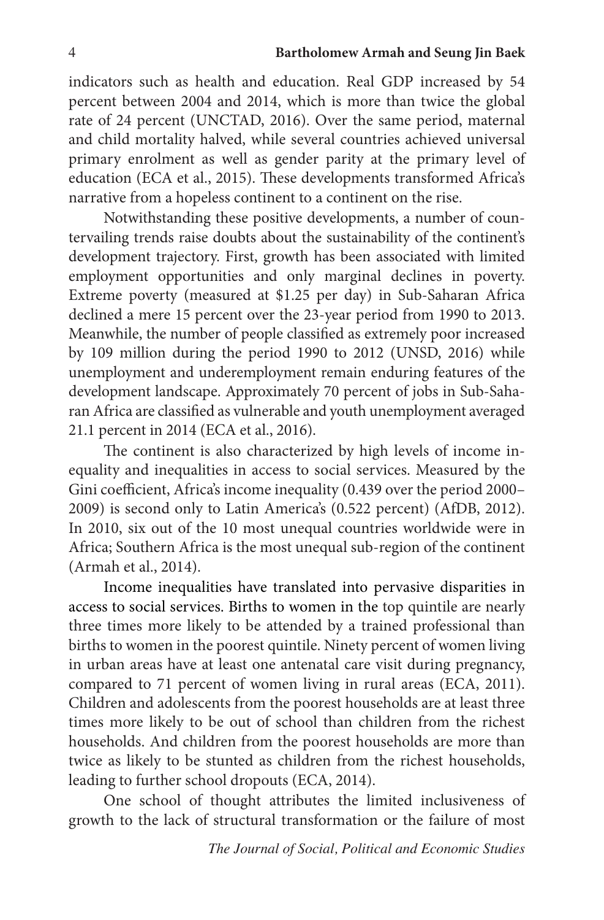indicators such as health and education. Real GDP increased by 54 percent between 2004 and 2014, which is more than twice the global rate of 24 percent (UNCTAD, 2016). Over the same period, maternal and child mortality halved, while several countries achieved universal primary enrolment as well as gender parity at the primary level of education (ECA et al., 2015). These developments transformed Africa's narrative from a hopeless continent to a continent on the rise.

Notwithstanding these positive developments, a number of countervailing trends raise doubts about the sustainability of the continent's development trajectory. First, growth has been associated with limited employment opportunities and only marginal declines in poverty. Extreme poverty (measured at $1.25 per day) in Sub-Saharan Africa declined a mere 15 percent over the 23-year period from 1990 to 2013. Meanwhile, the number of people classified as extremely poor increased by 109 million during the period 1990 to 2012 (UNSD, 2016) while unemployment and underemployment remain enduring features of the development landscape. Approximately 70 percent of jobs in Sub-Saharan Africa are classified as vulnerable and youth unemployment averaged 21.1 percent in 2014 (ECA et al., 2016).

The continent is also characterized by high levels of income inequality and inequalities in access to social services. Measured by the Gini coefficient, Africa's income inequality (0.439 over the period 2000–2009) is second only to Latin America's (0.522 percent) (AfDB, 2012). In 2010, six out of the 10 most unequal countries worldwide were in Africa; Southern Africa is the most unequal sub-region of the continent (Armah et al., 2014).

Income inequalities have translated into pervasive disparities in access to social services. Births to women in the top quintile are nearly three times more likely to be attended by a trained professional than births to women in the poorest quintile. Ninety percent of women living in urban areas have at least one antenatal care visit during pregnancy, compared to 71 percent of women living in rural areas (ECA, 2011). Children and adolescents from the poorest households are at least three times more likely to be out of school than children from the richest households. And children from the poorest households are more than twice as likely to be stunted as children from the richest households, leading to further school dropouts (ECA, 2014).

One school of thought attributes the limited inclusiveness of growth to the lack of structural transformation or the failure of most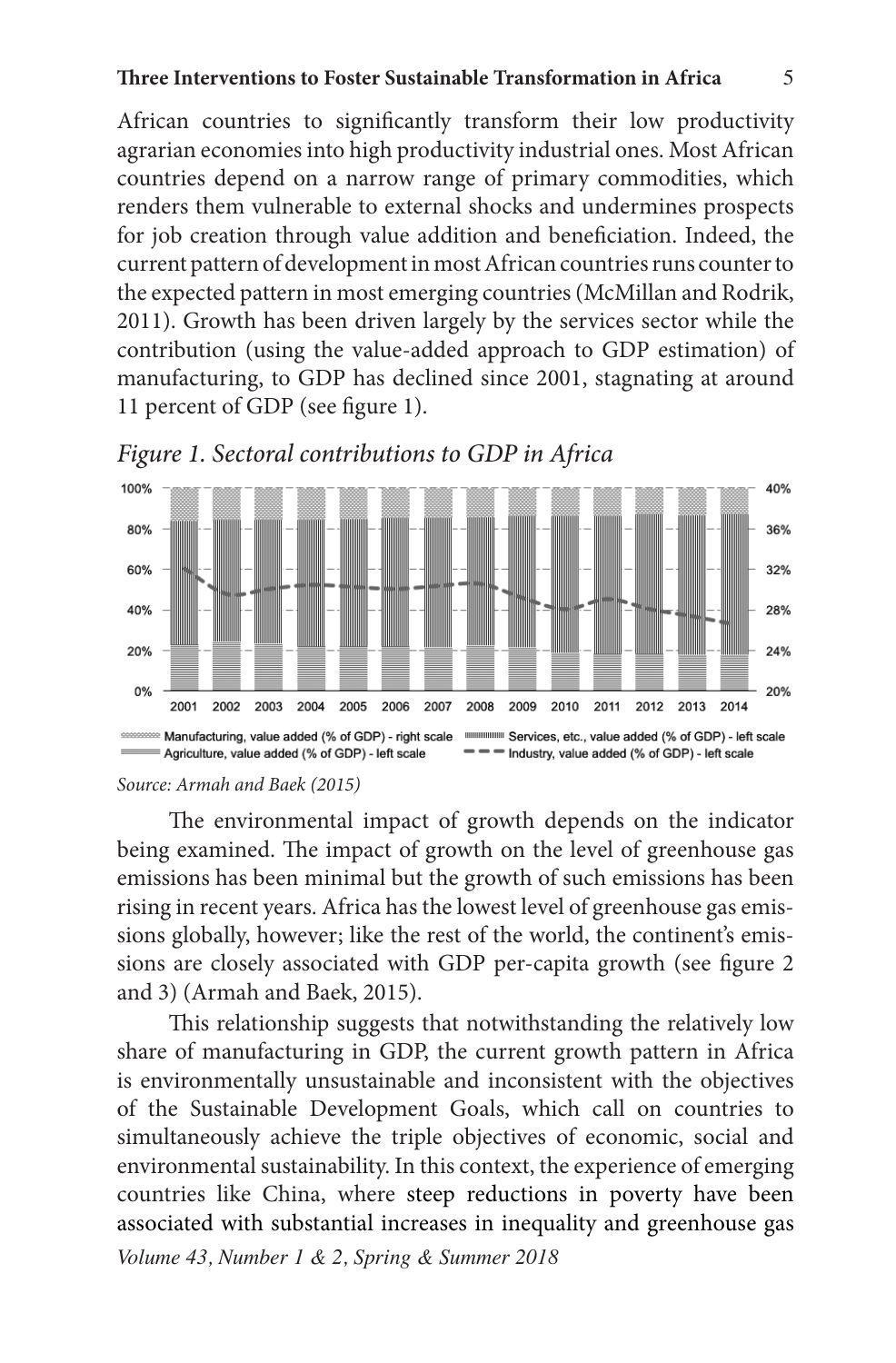African countries to significantly transform their low productivity agrarian economies into high productivity industrial ones. Most African countries depend on a narrow range of primary commodities, which renders them vulnerable to external shocks and undermines prospects for job creation through value addition and beneficiation. Indeed, the current pattern of development in most African countries runs counter to the expected pattern in most emerging countries (McMillan and Rodrik, 2011). Growth has been driven largely by the services sector while the contribution (using the value-added approach to GDP estimation) of manufacturing, to GDP has declined since 2001, stagnating at around 11 percent of GDP (see figure 1).

*Figure 1. Sectoral contributions to GDP in Africa*

100%
80%
60%
40%
20%
0%

40%
36%
32%
28%
24%
20%

2001 2002 2003 2004 2005 2006 2007 2008 2009 2010 2011 2012 2013 2014

Manufacturing, value added (% of GDP) - right scale
Services, etc., value added (% of GDP) - left scale
Agriculture, value added (% of GDP) - left scale
Industry, value added (% of GDP) - left scale

*Source: Armah and Baek (2015)*

The environmental impact of growth depends on the indicator being examined. The impact of growth on the level of greenhouse gas emissions has been minimal but the growth of such emissions has been rising in recent years. Africa has the lowest level of greenhouse gas emissions globally, however; like the rest of the world, the continent's emissions are closely associated with GDP per-capita growth (see figure 2 and 3) (Armah and Baek, 2015).

This relationship suggests that notwithstanding the relatively low share of manufacturing in GDP, the current growth pattern in Africa is environmentally unsustainable and inconsistent with the objectives of the Sustainable Development Goals, which call on countries to simultaneously achieve the triple objectives of economic, social and environmental sustainability. In this context, the experience of emerging countries like China, where steep reductions in poverty have been associated with substantial increases in inequality and greenhouse gas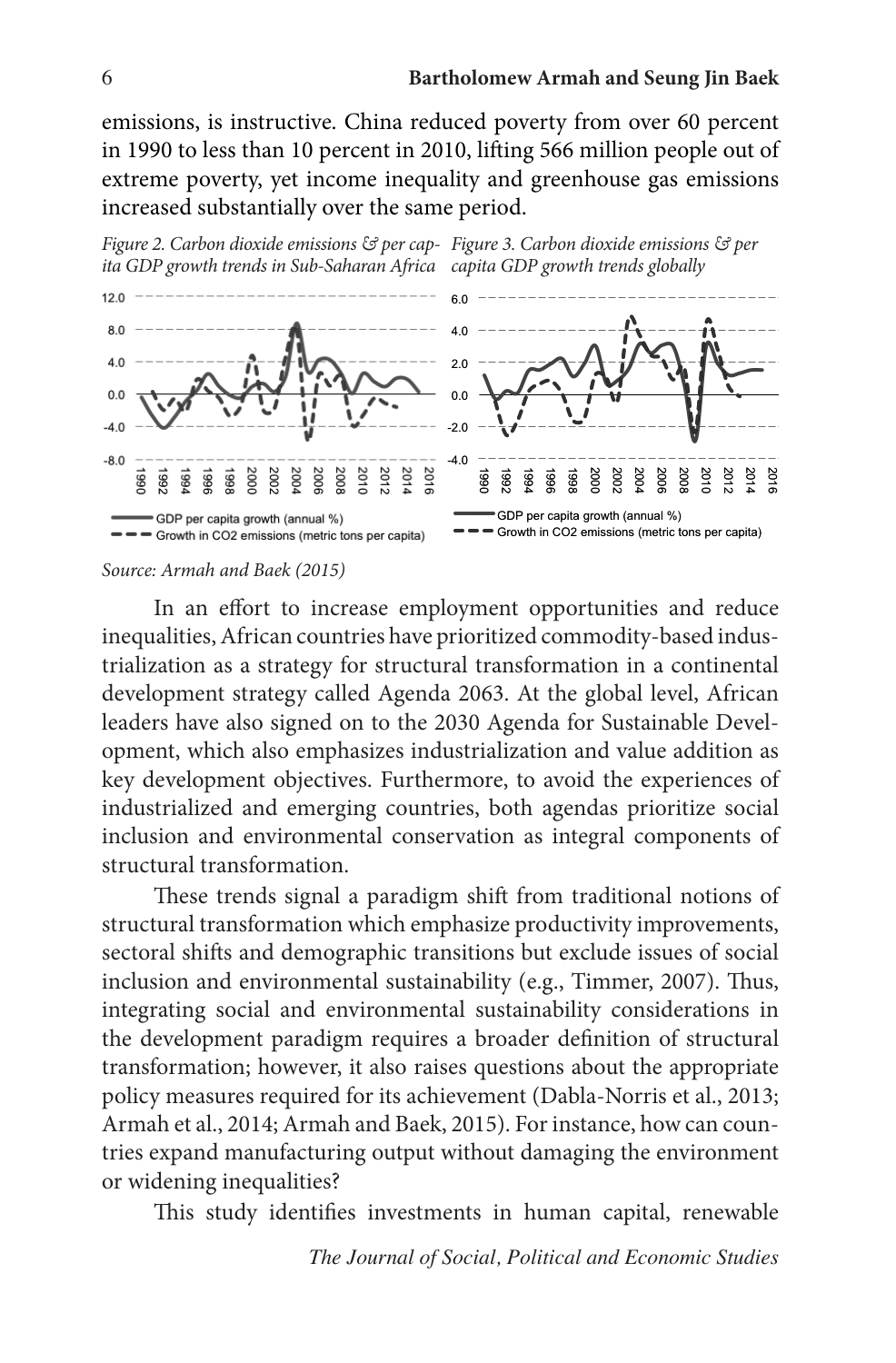emissions, is instructive. China reduced poverty from over 60 percent in 1990 to less than 10 percent in 2010, lifting 566 million people out of extreme poverty, yet income inequality and greenhouse gas emissions increased substantially over the same period.

*Figure 2. Carbon dioxide emissions & per capita GDP growth trends in Sub-Saharan Africa*

12.0
8.0
4.0
0.0
-4.0
-8.0
1990 1992 1994 1996 1998 2000 2002 2004 2006 2008 2010 2012 2014 2016

GDP per capita growth (annual %)
Growth in CO2 emissions (metric tons per capita)

*Figure 3. Carbon dioxide emissions & per capita GDP growth trends globally*

6.0
4.0
2.0
0.0
-2.0
-4.0
1990 1992 1994 1996 1998 2000 2002 2004 2006 2008 2010 2012 2014 2016

GDP per capita growth (annual %)
Growth in CO2 emissions (metric tons per capita)

*Source: Armah and Baek (2015)*

In an effort to increase employment opportunities and reduce inequalities, African countries have prioritized commodity-based industrialization as a strategy for structural transformation in a continental development strategy called Agenda 2063. At the global level, African leaders have also signed on to the 2030 Agenda for Sustainable Development, which also emphasizes industrialization and value addition as key development objectives. Furthermore, to avoid the experiences of industrialized and emerging countries, both agendas prioritize social inclusion and environmental conservation as integral components of structural transformation.

These trends signal a paradigm shift from traditional notions of structural transformation which emphasize productivity improvements, sectoral shifts and demographic transitions but exclude issues of social inclusion and environmental sustainability (e.g., Timmer, 2007). Thus, integrating social and environmental sustainability considerations in the development paradigm requires a broader definition of structural transformation; however, it also raises questions about the appropriate policy measures required for its achievement (Dabla-Norris et al., 2013; Armah et al., 2014; Armah and Baek, 2015). For instance, how can countries expand manufacturing output without damaging the environment or widening inequalities?

This study identifies investments in human capital, renewable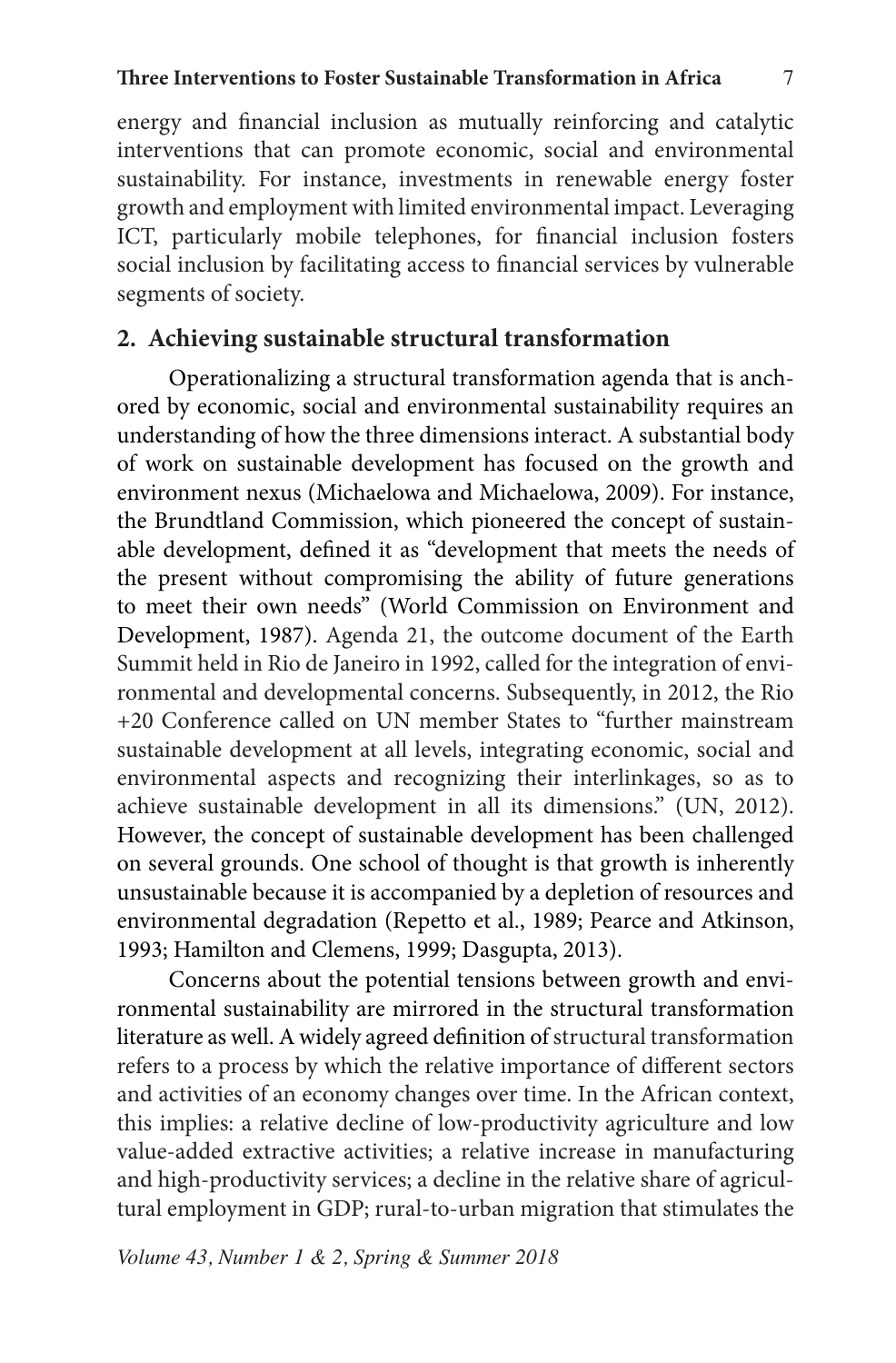energy and financial inclusion as mutually reinforcing and catalytic interventions that can promote economic, social and environmental sustainability. For instance, investments in renewable energy foster growth and employment with limited environmental impact. Leveraging ICT, particularly mobile telephones, for financial inclusion fosters social inclusion by facilitating access to financial services by vulnerable segments of society.

## 2. Achieving sustainable structural transformation

Operationalizing a structural transformation agenda that is anchored by economic, social and environmental sustainability requires an understanding of how the three dimensions interact. A substantial body of work on sustainable development has focused on the growth and environment nexus (Michaelowa and Michaelowa, 2009). For instance, the Brundtland Commission, which pioneered the concept of sustainable development, defined it as "development that meets the needs of the present without compromising the ability of future generations to meet their own needs" (World Commission on Environment and Development, 1987). Agenda 21, the outcome document of the Earth Summit held in Rio de Janeiro in 1992, called for the integration of environmental and developmental concerns. Subsequently, in 2012, the Rio +20 Conference called on UN member States to "further mainstream sustainable development at all levels, integrating economic, social and environmental aspects and recognizing their interlinkages, so as to achieve sustainable development in all its dimensions." (UN, 2012). However, the concept of sustainable development has been challenged on several grounds. One school of thought is that growth is inherently unsustainable because it is accompanied by a depletion of resources and environmental degradation (Repetto et al., 1989; Pearce and Atkinson, 1993; Hamilton and Clemens, 1999; Dasgupta, 2013).

Concerns about the potential tensions between growth and environmental sustainability are mirrored in the structural transformation literature as well. A widely agreed definition of structural transformation refers to a process by which the relative importance of different sectors and activities of an economy changes over time. In the African context, this implies: a relative decline of low-productivity agriculture and low value-added extractive activities; a relative increase in manufacturing and high-productivity services; a decline in the relative share of agricultural employment in GDP; rural-to-urban migration that stimulates the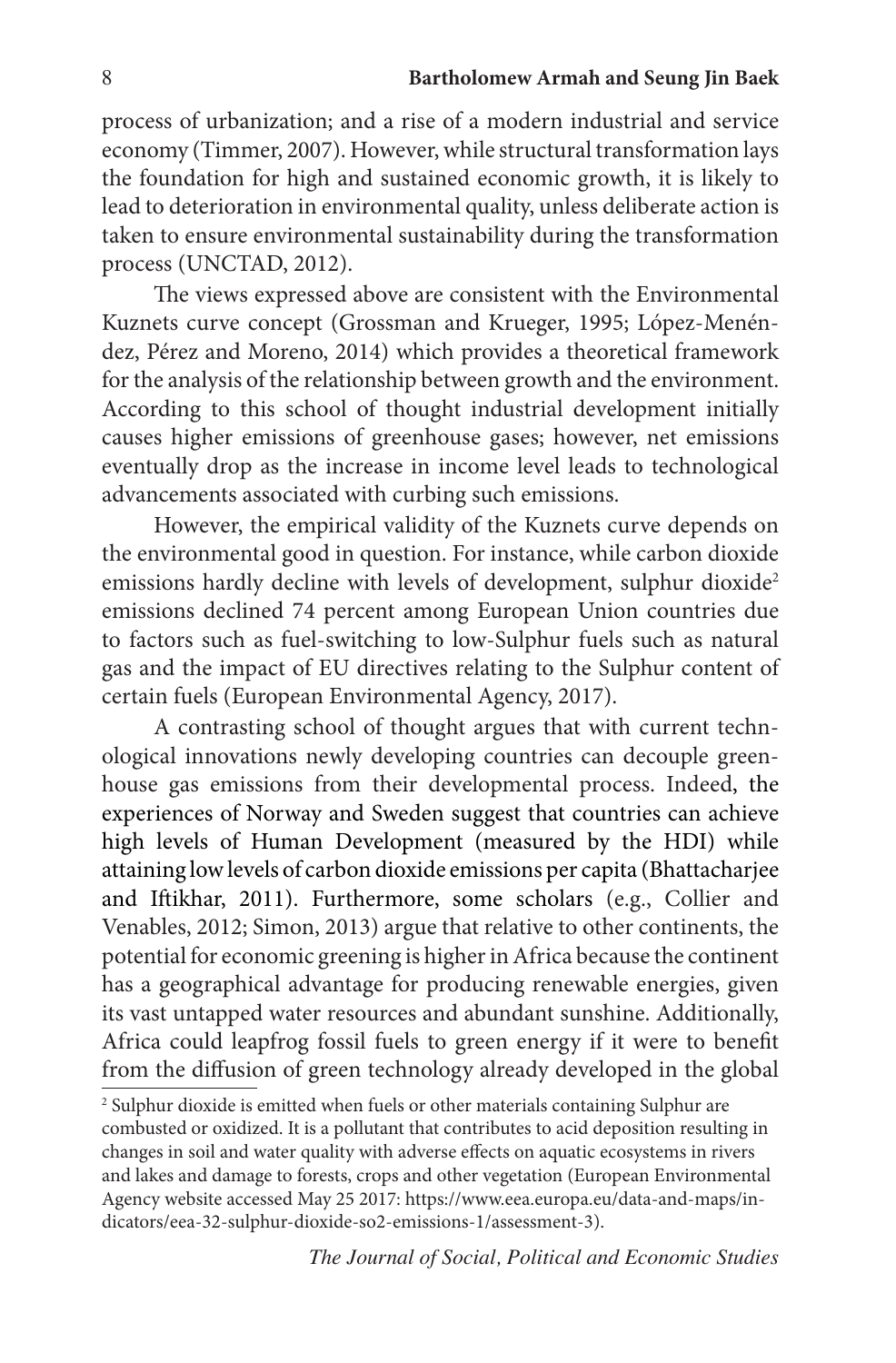process of urbanization; and a rise of a modern industrial and service economy (Timmer, 2007). However, while structural transformation lays the foundation for high and sustained economic growth, it is likely to lead to deterioration in environmental quality, unless deliberate action is taken to ensure environmental sustainability during the transformation process (UNCTAD, 2012).

The views expressed above are consistent with the Environmental Kuznets curve concept (Grossman and Krueger, 1995; López-Menéndez, Pérez and Moreno, 2014) which provides a theoretical framework for the analysis of the relationship between growth and the environment. According to this school of thought industrial development initially causes higher emissions of greenhouse gases; however, net emissions eventually drop as the increase in income level leads to technological advancements associated with curbing such emissions.

However, the empirical validity of the Kuznets curve depends on the environmental good in question. For instance, while carbon dioxide emissions hardly decline with levels of development, sulphur dioxide[2] emissions declined 74 percent among European Union countries due to factors such as fuel-switching to low-Sulphur fuels such as natural gas and the impact of EU directives relating to the Sulphur content of certain fuels (European Environmental Agency, 2017).

A contrasting school of thought argues that with current technological innovations newly developing countries can decouple greenhouse gas emissions from their developmental process. Indeed, the experiences of Norway and Sweden suggest that countries can achieve high levels of Human Development (measured by the HDI) while attaining low levels of carbon dioxide emissions per capita (Bhattacharjee and Iftikhar, 2011). Furthermore, some scholars (e.g., Collier and Venables, 2012; Simon, 2013) argue that relative to other continents, the potential for economic greening is higher in Africa because the continent has a geographical advantage for producing renewable energies, given its vast untapped water resources and abundant sunshine. Additionally, Africa could leapfrog fossil fuels to green energy if it were to benefit from the diffusion of green technology already developed in the global

[2] Sulphur dioxide is emitted when fuels or other materials containing Sulphur are combusted or oxidized. It is a pollutant that contributes to acid deposition resulting in changes in soil and water quality with adverse effects on aquatic ecosystems in rivers and lakes and damage to forests, crops and other vegetation (European Environmental Agency website accessed May 25 2017: https://www.eea.europa.eu/data-and-maps/indicators/eea-32-sulphur-dioxide-so2-emissions-1/assessment-3).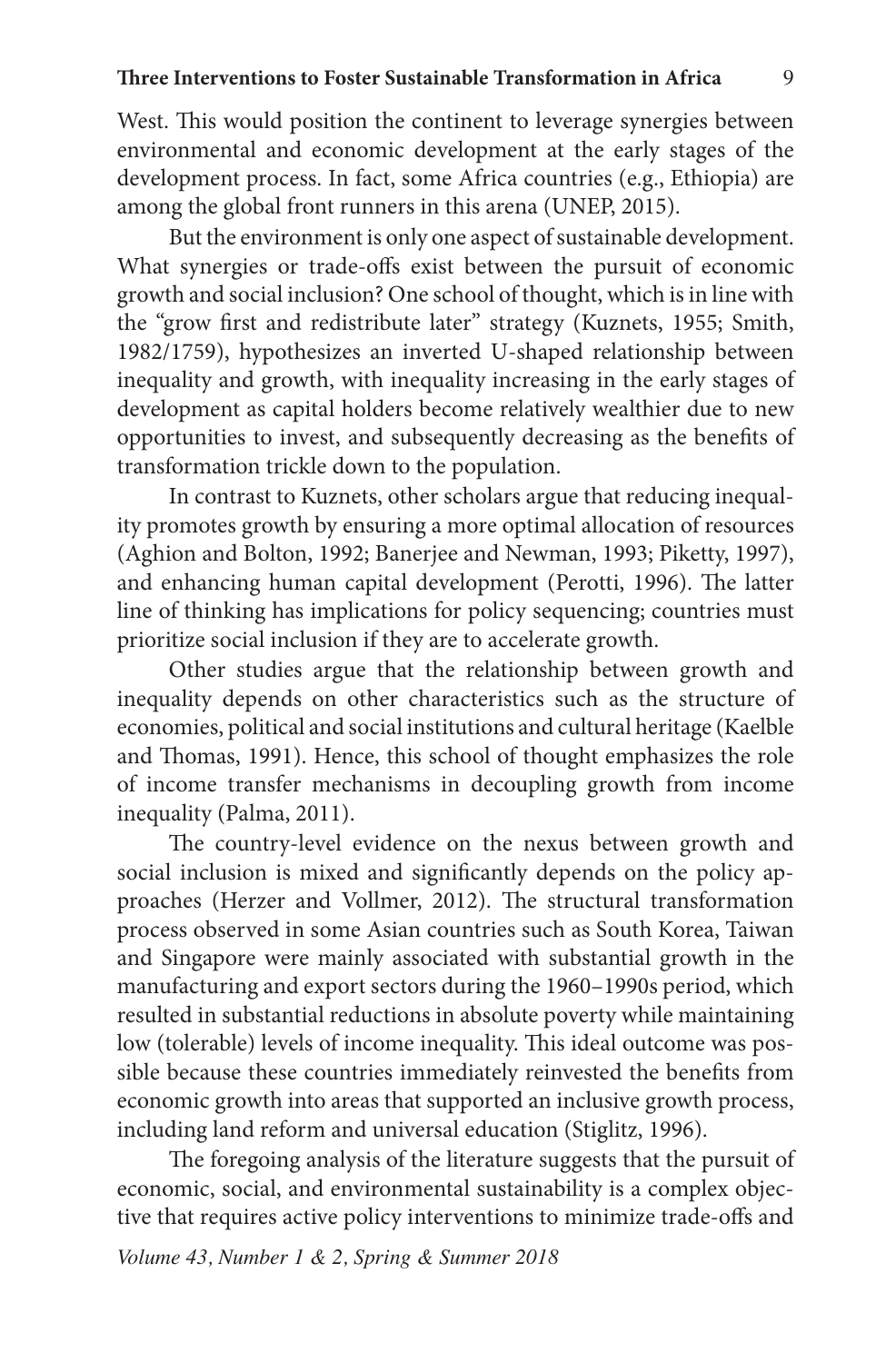West. This would position the continent to leverage synergies between environmental and economic development at the early stages of the development process. In fact, some Africa countries (e.g., Ethiopia) are among the global front runners in this arena (UNEP, 2015).

But the environment is only one aspect of sustainable development. What synergies or trade-offs exist between the pursuit of economic growth and social inclusion? One school of thought, which is in line with the "grow first and redistribute later" strategy (Kuznets, 1955; Smith, 1982/1759), hypothesizes an inverted U-shaped relationship between inequality and growth, with inequality increasing in the early stages of development as capital holders become relatively wealthier due to new opportunities to invest, and subsequently decreasing as the benefits of transformation trickle down to the population.

In contrast to Kuznets, other scholars argue that reducing inequality promotes growth by ensuring a more optimal allocation of resources (Aghion and Bolton, 1992; Banerjee and Newman, 1993; Piketty, 1997), and enhancing human capital development (Perotti, 1996). The latter line of thinking has implications for policy sequencing; countries must prioritize social inclusion if they are to accelerate growth.

Other studies argue that the relationship between growth and inequality depends on other characteristics such as the structure of economies, political and social institutions and cultural heritage (Kaelble and Thomas, 1991). Hence, this school of thought emphasizes the role of income transfer mechanisms in decoupling growth from income inequality (Palma, 2011).

The country-level evidence on the nexus between growth and social inclusion is mixed and significantly depends on the policy approaches (Herzer and Vollmer, 2012). The structural transformation process observed in some Asian countries such as South Korea, Taiwan and Singapore were mainly associated with substantial growth in the manufacturing and export sectors during the 1960–1990s period, which resulted in substantial reductions in absolute poverty while maintaining low (tolerable) levels of income inequality. This ideal outcome was possible because these countries immediately reinvested the benefits from economic growth into areas that supported an inclusive growth process, including land reform and universal education (Stiglitz, 1996).

The foregoing analysis of the literature suggests that the pursuit of economic, social, and environmental sustainability is a complex objective that requires active policy interventions to minimize trade-offs and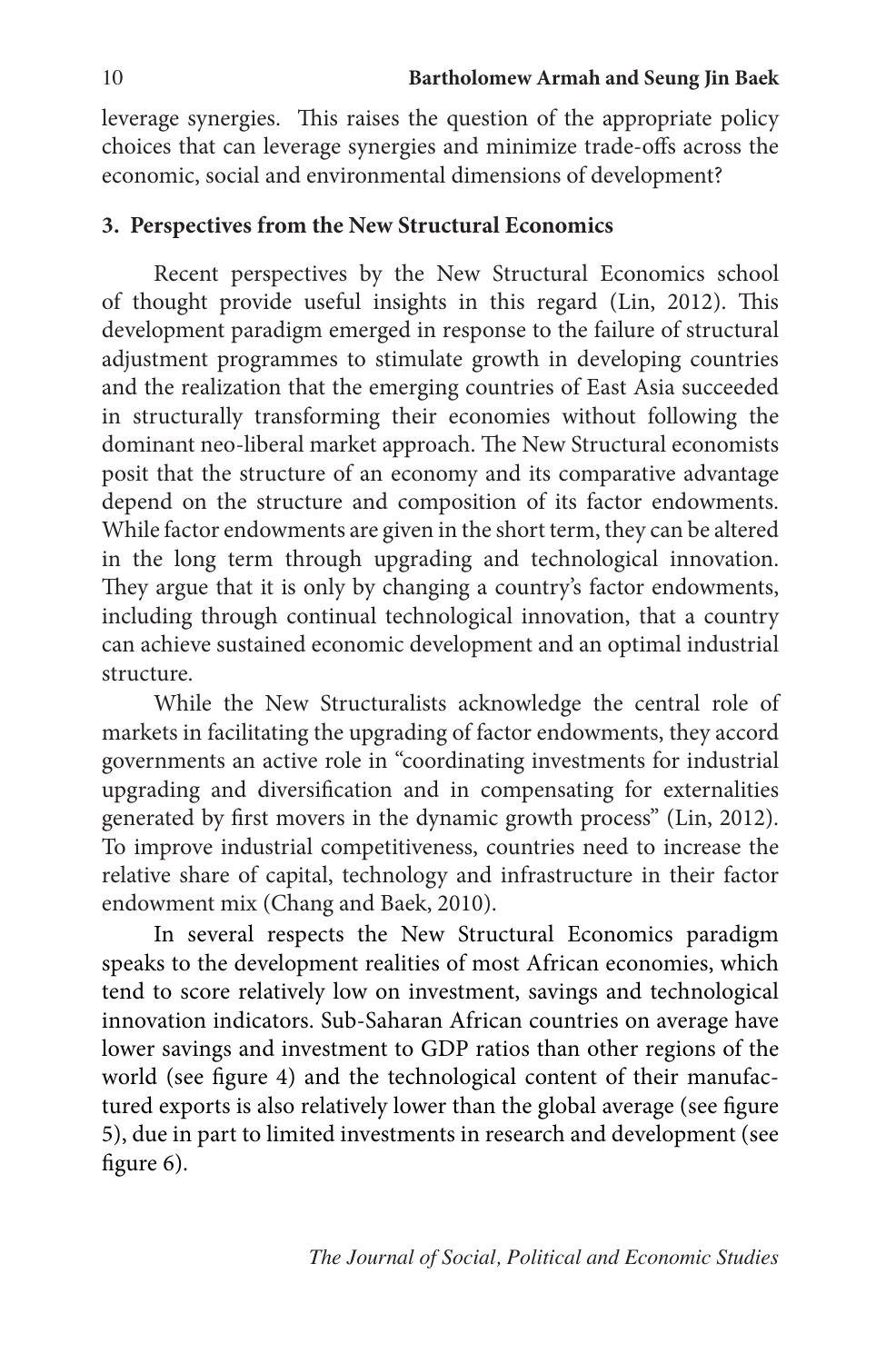leverage synergies. This raises the question of the appropriate policy choices that can leverage synergies and minimize trade-offs across the economic, social and environmental dimensions of development?

## 3. Perspectives from the New Structural Economics

Recent perspectives by the New Structural Economics school of thought provide useful insights in this regard (Lin, 2012). This development paradigm emerged in response to the failure of structural adjustment programmes to stimulate growth in developing countries and the realization that the emerging countries of East Asia succeeded in structurally transforming their economies without following the dominant neo-liberal market approach. The New Structural economists posit that the structure of an economy and its comparative advantage depend on the structure and composition of its factor endowments. While factor endowments are given in the short term, they can be altered in the long term through upgrading and technological innovation. They argue that it is only by changing a country's factor endowments, including through continual technological innovation, that a country can achieve sustained economic development and an optimal industrial structure.

While the New Structuralists acknowledge the central role of markets in facilitating the upgrading of factor endowments, they accord governments an active role in "coordinating investments for industrial upgrading and diversification and in compensating for externalities generated by first movers in the dynamic growth process" (Lin, 2012). To improve industrial competitiveness, countries need to increase the relative share of capital, technology and infrastructure in their factor endowment mix (Chang and Baek, 2010).

In several respects the New Structural Economics paradigm speaks to the development realities of most African economies, which tend to score relatively low on investment, savings and technological innovation indicators. Sub-Saharan African countries on average have lower savings and investment to GDP ratios than other regions of the world (see figure 4) and the technological content of their manufactured exports is also relatively lower than the global average (see figure 5), due in part to limited investments in research and development (see figure 6).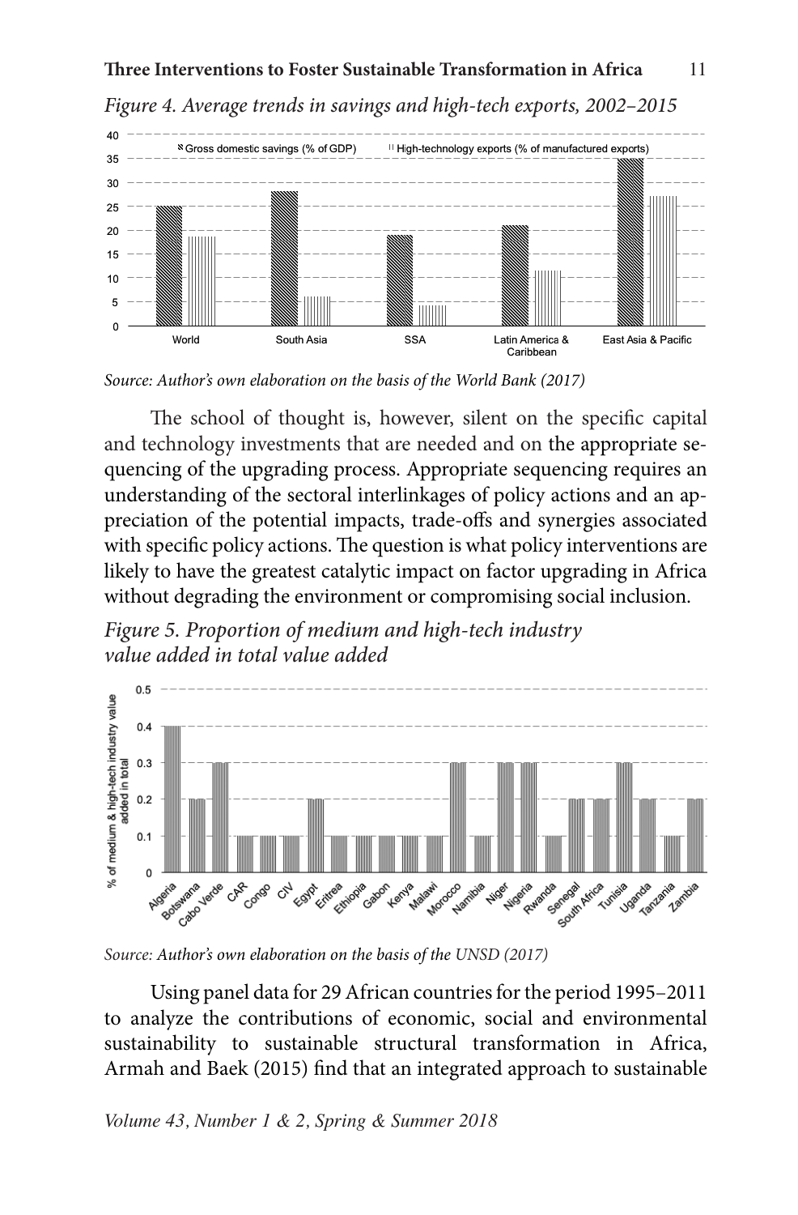*Figure 4. Average trends in savings and high-tech exports, 2002–2015*

40
35
30
25
20
15
10
5
0

Gross domestic savings (% of GDP)
High-technology exports (% of manufactured exports)

World
South Asia
SSA
Latin America & Caribbean
East Asia & Pacific

*Source: Author's own elaboration on the basis of the World Bank (2017)*

The school of thought is, however, silent on the specific capital and technology investments that are needed and on the appropriate sequencing of the upgrading process. Appropriate sequencing requires an understanding of the sectoral interlinkages of policy actions and an appreciation of the potential impacts, trade-offs and synergies associated with specific policy actions. The question is what policy interventions are likely to have the greatest catalytic impact on factor upgrading in Africa without degrading the environment or compromising social inclusion.

*Figure 5. Proportion of medium and high-tech industry value added in total value added*

% of medium & high-tech industry value added in total

0.5
0.4
0.3
0.2
0.1
0

Algeria
Botswana
Cabo Verde
CAR
Congo
CIV
Egypt
Eritrea
Ethiopia
Gabon
Kenya
Malawi
Morocco
Namibia
Niger
Nigeria
Rwanda
Senegal
South Africa
Tunisia
Uganda
Tanzania
Zambia

*Source: Author's own elaboration on the basis of the UNSD (2017)*

Using panel data for 29 African countries for the period 1995–2011 to analyze the contributions of economic, social and environmental sustainability to sustainable structural transformation in Africa, Armah and Baek (2015) find that an integrated approach to sustainable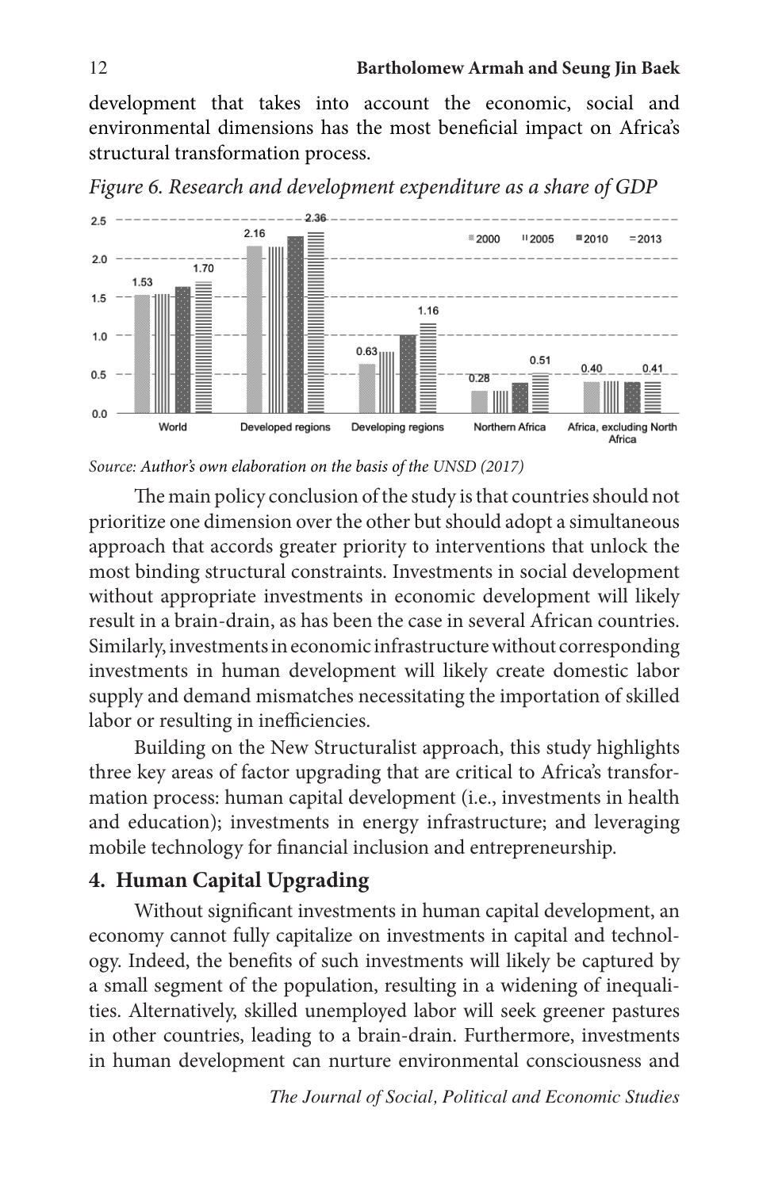development that takes into account the economic, social and environmental dimensions has the most beneficial impact on Africa's structural transformation process.

*Figure 6. Research and development expenditure as a share of GDP*

2.5
2.0
1.5
1.0
0.5
0.0

2000 2005 2010 2013

1.53
1.70
2.16
2.36
0.63
1.16
0.28
0.51
0.40
0.41

World
Developed regions
Developing regions
Northern Africa
Africa, excluding North Africa

*Source: Author's own elaboration on the basis of the UNSD (2017)*

The main policy conclusion of the study is that countries should not prioritize one dimension over the other but should adopt a simultaneous approach that accords greater priority to interventions that unlock the most binding structural constraints. Investments in social development without appropriate investments in economic development will likely result in a brain-drain, as has been the case in several African countries. Similarly, investments in economic infrastructure without corresponding investments in human development will likely create domestic labor supply and demand mismatches necessitating the importation of skilled labor or resulting in inefficiencies.

Building on the New Structuralist approach, this study highlights three key areas of factor upgrading that are critical to Africa's transformation process: human capital development (i.e., investments in health and education); investments in energy infrastructure; and leveraging mobile technology for financial inclusion and entrepreneurship.

## 4. Human Capital Upgrading

Without significant investments in human capital development, an economy cannot fully capitalize on investments in capital and technology. Indeed, the benefits of such investments will likely be captured by a small segment of the population, resulting in a widening of inequalities. Alternatively, skilled unemployed labor will seek greener pastures in other countries, leading to a brain-drain. Furthermore, investments in human development can nurture environmental consciousness and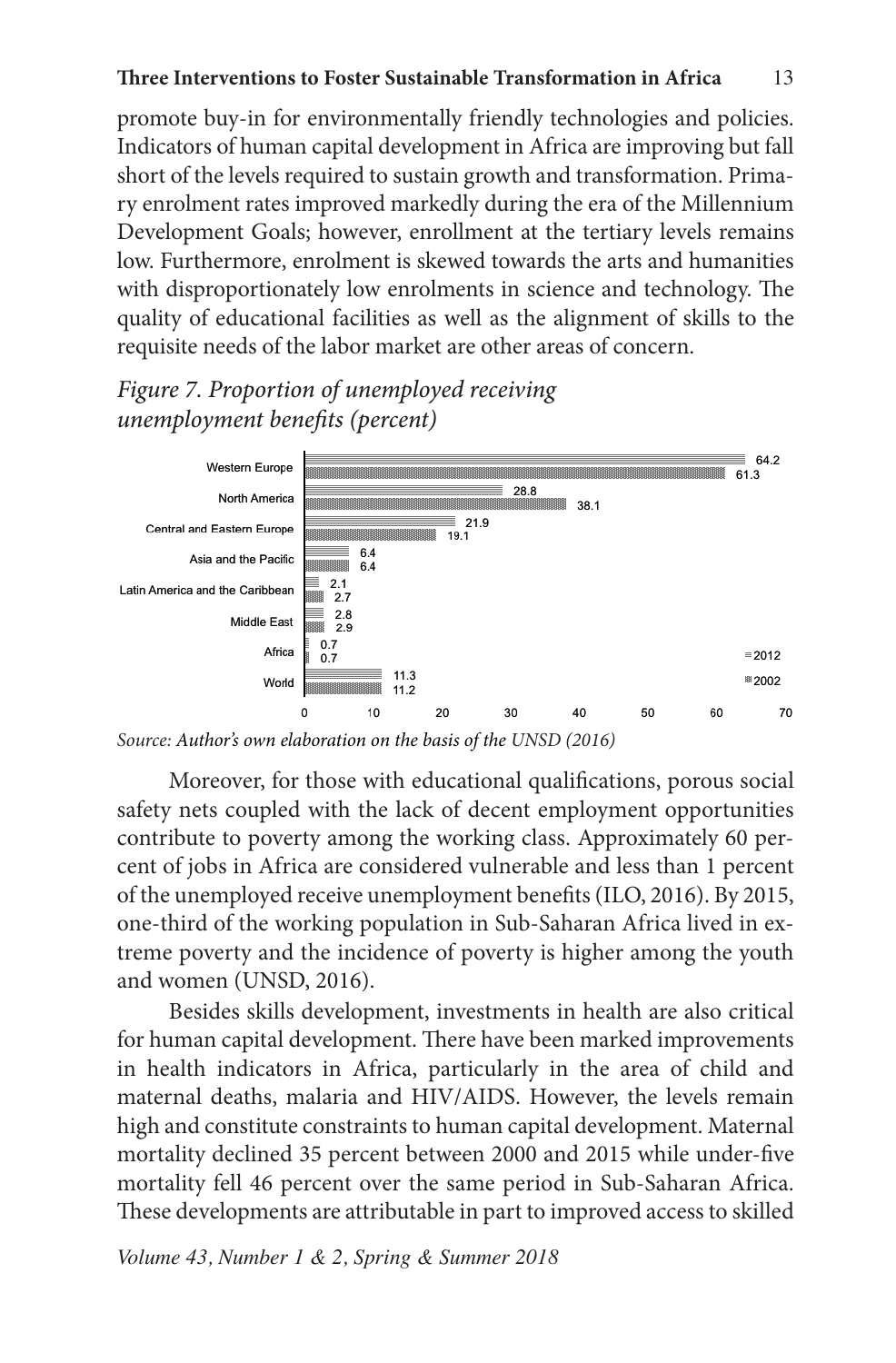promote buy-in for environmentally friendly technologies and policies. Indicators of human capital development in Africa are improving but fall short of the levels required to sustain growth and transformation. Primary enrolment rates improved markedly during the era of the Millennium Development Goals; however, enrollment at the tertiary levels remains low. Furthermore, enrolment is skewed towards the arts and humanities with disproportionately low enrolments in science and technology. The quality of educational facilities as well as the alignment of skills to the requisite needs of the labor market are other areas of concern.

*Figure 7. Proportion of unemployed receiving unemployment benefits (percent)*

Western Europe 64.2 61.3
North America 28.8 38.1
Central and Eastern Europe 21.9 19.1
Asia and the Pacific 6.4 6.4
Latin America and the Caribbean 2.1 2.7
Middle East 2.8 2.9
Africa 0.7 0.7
World 11.3 11.2
0 10 20 30 40 50 60 70
2012
2002

*Source: Author's own elaboration on the basis of the UNSD (2016)*

Moreover, for those with educational qualifications, porous social safety nets coupled with the lack of decent employment opportunities contribute to poverty among the working class. Approximately 60 percent of jobs in Africa are considered vulnerable and less than 1 percent of the unemployed receive unemployment benefits (ILO, 2016). By 2015, one-third of the working population in Sub-Saharan Africa lived in extreme poverty and the incidence of poverty is higher among the youth and women (UNSD, 2016).

Besides skills development, investments in health are also critical for human capital development. There have been marked improvements in health indicators in Africa, particularly in the area of child and maternal deaths, malaria and HIV/AIDS. However, the levels remain high and constitute constraints to human capital development. Maternal mortality declined 35 percent between 2000 and 2015 while under-five mortality fell 46 percent over the same period in Sub-Saharan Africa. These developments are attributable in part to improved access to skilled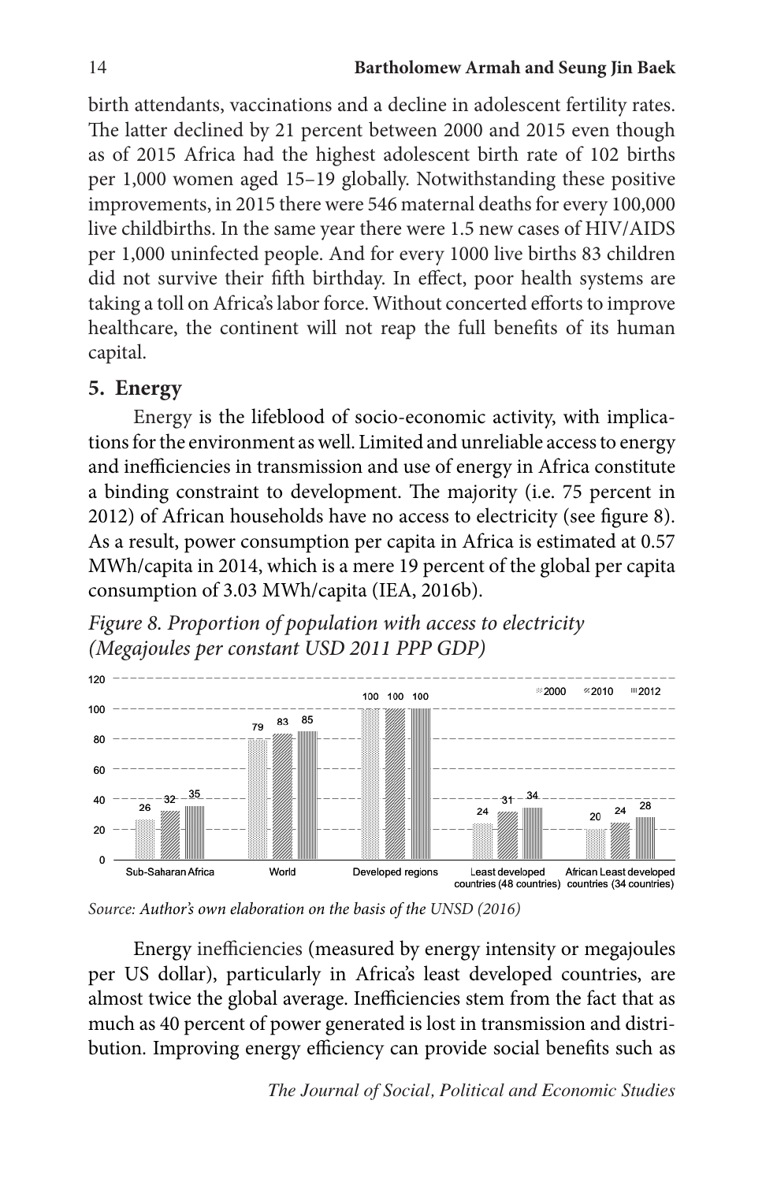birth attendants, vaccinations and a decline in adolescent fertility rates. The latter declined by 21 percent between 2000 and 2015 even though as of 2015 Africa had the highest adolescent birth rate of 102 births per 1,000 women aged 15–19 globally. Notwithstanding these positive improvements, in 2015 there were 546 maternal deaths for every 100,000 live childbirths. In the same year there were 1.5 new cases of HIV/AIDS per 1,000 uninfected people. And for every 1000 live births 83 children did not survive their fifth birthday. In effect, poor health systems are taking a toll on Africa's labor force. Without concerted efforts to improve healthcare, the continent will not reap the full benefits of its human capital.

## 5. Energy

Energy is the lifeblood of socio-economic activity, with implications for the environment as well. Limited and unreliable access to energy and inefficiencies in transmission and use of energy in Africa constitute a binding constraint to development. The majority (i.e. 75 percent in 2012) of African households have no access to electricity (see figure 8). As a result, power consumption per capita in Africa is estimated at 0.57 MWh/capita in 2014, which is a mere 19 percent of the global per capita consumption of 3.03 MWh/capita (IEA, 2016b).

*Figure 8. Proportion of population with access to electricity (Megajoules per constant USD 2011 PPP GDP)*

120
100
80
60
40
20
0

2000 2010 2012

Sub-Saharan Africa: 26 32 35
World: 79 83 85
Developed regions: 100 100 100
Least developed countries (48 countries): 24 31 34
African Least developed countries (34 countries): 20 24 28

*Source: Author's own elaboration on the basis of the UNSD (2016)*

Energy inefficiencies (measured by energy intensity or megajoules per US dollar), particularly in Africa's least developed countries, are almost twice the global average. Inefficiencies stem from the fact that as much as 40 percent of power generated is lost in transmission and distribution. Improving energy efficiency can provide social benefits such as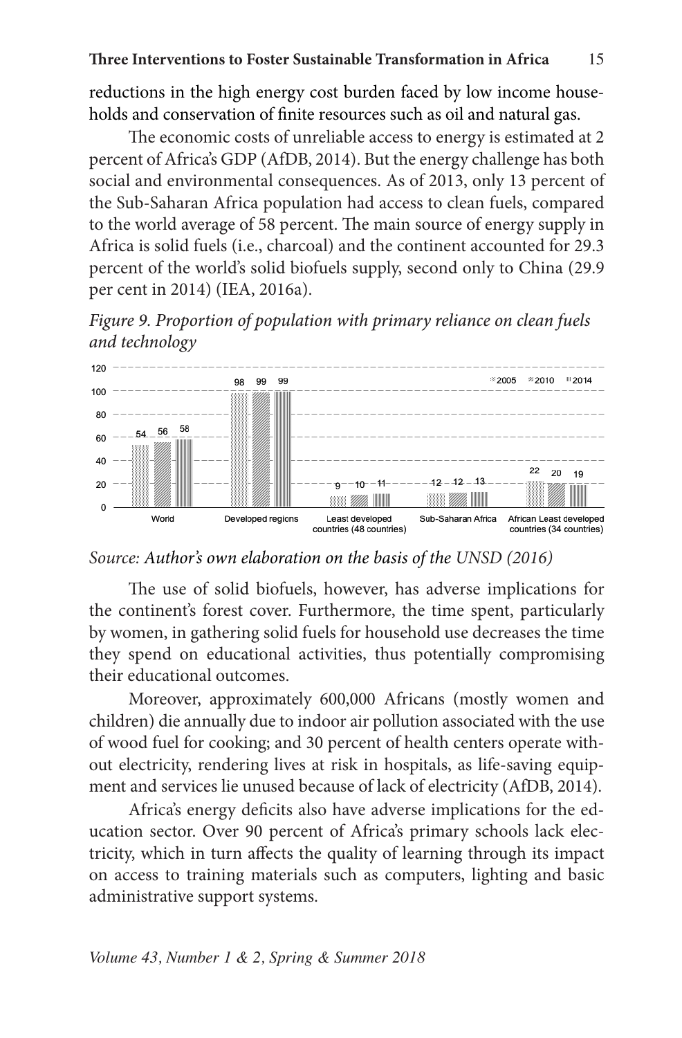reductions in the high energy cost burden faced by low income households and conservation of finite resources such as oil and natural gas.

The economic costs of unreliable access to energy is estimated at 2 percent of Africa's GDP (AfDB, 2014). But the energy challenge has both social and environmental consequences. As of 2013, only 13 percent of the Sub-Saharan Africa population had access to clean fuels, compared to the world average of 58 percent. The main source of energy supply in Africa is solid fuels (i.e., charcoal) and the continent accounted for 29.3 percent of the world's solid biofuels supply, second only to China (29.9 per cent in 2014) (IEA, 2016a).

*Figure 9. Proportion of population with primary reliance on clean fuels and technology*

120
100
80
60
40
20
0

2005 2010 2014

World: 54 56 58
Developed regions: 98 99 99
Least developed countries (48 countries): 9 10 11
Sub-Saharan Africa: 12 12 13
African Least developed countries (34 countries): 22 20 19

*Source: Author's own elaboration on the basis of the UNSD (2016)*

The use of solid biofuels, however, has adverse implications for the continent's forest cover. Furthermore, the time spent, particularly by women, in gathering solid fuels for household use decreases the time they spend on educational activities, thus potentially compromising their educational outcomes.

Moreover, approximately 600,000 Africans (mostly women and children) die annually due to indoor air pollution associated with the use of wood fuel for cooking; and 30 percent of health centers operate without electricity, rendering lives at risk in hospitals, as life-saving equipment and services lie unused because of lack of electricity (AfDB, 2014).

Africa's energy deficits also have adverse implications for the education sector. Over 90 percent of Africa's primary schools lack electricity, which in turn affects the quality of learning through its impact on access to training materials such as computers, lighting and basic administrative support systems.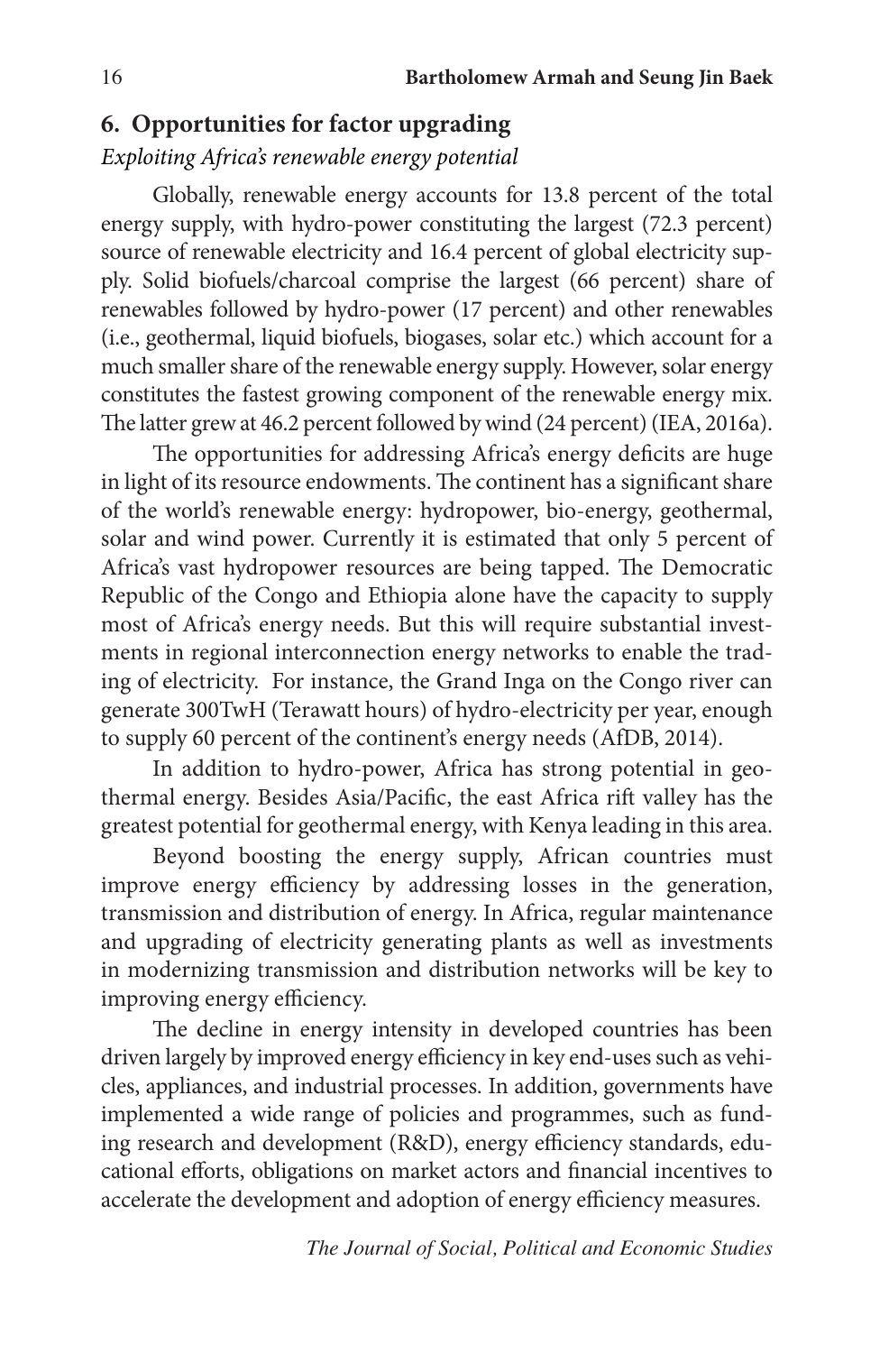## 6. Opportunities for factor upgrading

*Exploiting Africa's renewable energy potential*

Globally, renewable energy accounts for 13.8 percent of the total energy supply, with hydro-power constituting the largest (72.3 percent) source of renewable electricity and 16.4 percent of global electricity supply. Solid biofuels/charcoal comprise the largest (66 percent) share of renewables followed by hydro-power (17 percent) and other renewables (i.e., geothermal, liquid biofuels, biogases, solar etc.) which account for a much smaller share of the renewable energy supply. However, solar energy constitutes the fastest growing component of the renewable energy mix. The latter grew at 46.2 percent followed by wind (24 percent) (IEA, 2016a).

The opportunities for addressing Africa's energy deficits are huge in light of its resource endowments. The continent has a significant share of the world's renewable energy: hydropower, bio-energy, geothermal, solar and wind power. Currently it is estimated that only 5 percent of Africa's vast hydropower resources are being tapped. The Democratic Republic of the Congo and Ethiopia alone have the capacity to supply most of Africa's energy needs. But this will require substantial investments in regional interconnection energy networks to enable the trading of electricity. For instance, the Grand Inga on the Congo river can generate 300TwH (Terawatt hours) of hydro-electricity per year, enough to supply 60 percent of the continent's energy needs (AfDB, 2014).

In addition to hydro-power, Africa has strong potential in geothermal energy. Besides Asia/Pacific, the east Africa rift valley has the greatest potential for geothermal energy, with Kenya leading in this area.

Beyond boosting the energy supply, African countries must improve energy efficiency by addressing losses in the generation, transmission and distribution of energy. In Africa, regular maintenance and upgrading of electricity generating plants as well as investments in modernizing transmission and distribution networks will be key to improving energy efficiency.

The decline in energy intensity in developed countries has been driven largely by improved energy efficiency in key end-uses such as vehicles, appliances, and industrial processes. In addition, governments have implemented a wide range of policies and programmes, such as funding research and development (R&D), energy efficiency standards, educational efforts, obligations on market actors and financial incentives to accelerate the development and adoption of energy efficiency measures.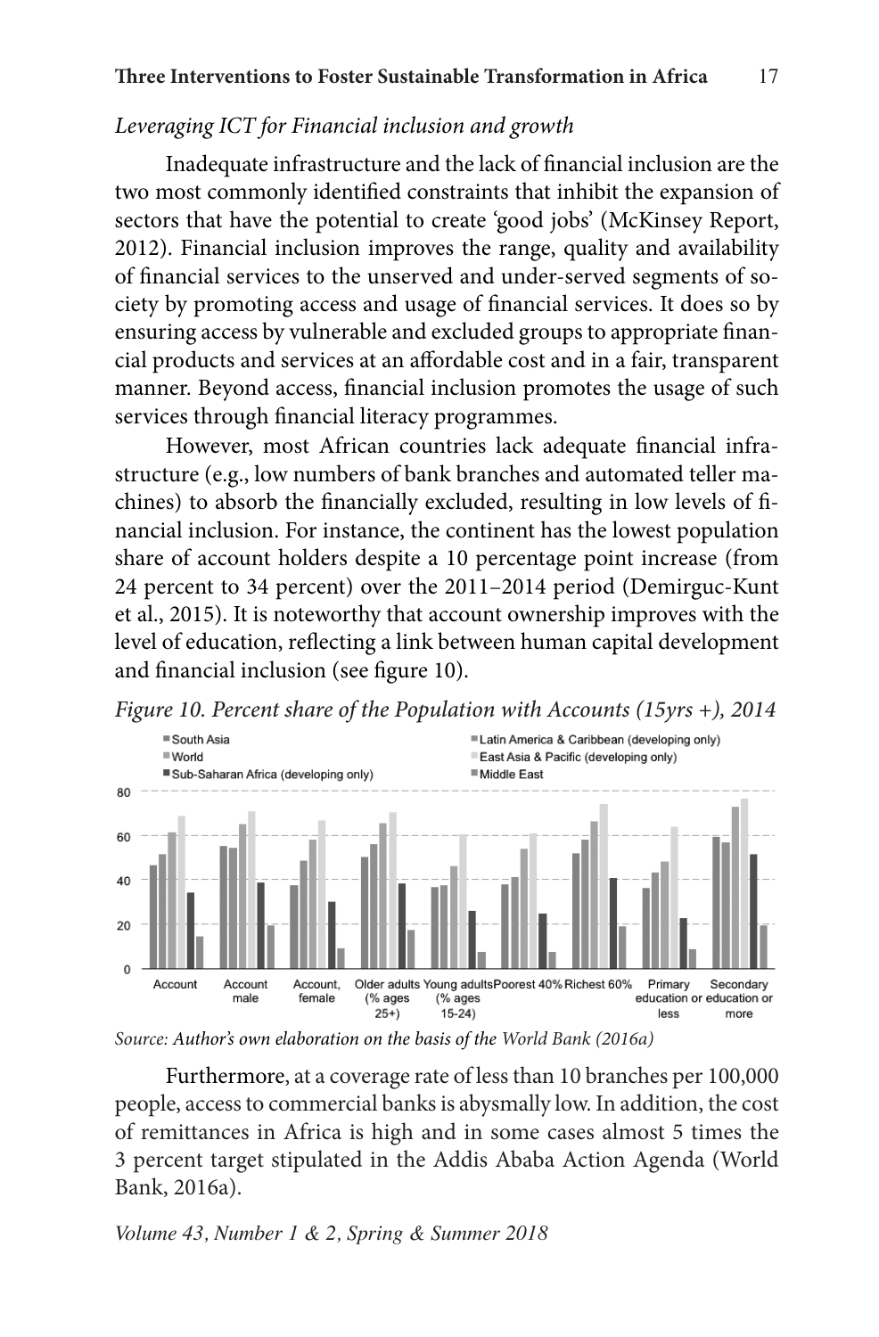*Leveraging ICT for Financial inclusion and growth*

Inadequate infrastructure and the lack of financial inclusion are the two most commonly identified constraints that inhibit the expansion of sectors that have the potential to create 'good jobs' (McKinsey Report, 2012). Financial inclusion improves the range, quality and availability of financial services to the unserved and under-served segments of society by promoting access and usage of financial services. It does so by ensuring access by vulnerable and excluded groups to appropriate financial products and services at an affordable cost and in a fair, transparent manner. Beyond access, financial inclusion promotes the usage of such services through financial literacy programmes.

However, most African countries lack adequate financial infrastructure (e.g., low numbers of bank branches and automated teller machines) to absorb the financially excluded, resulting in low levels of financial inclusion. For instance, the continent has the lowest population share of account holders despite a 10 percentage point increase (from 24 percent to 34 percent) over the 2011–2014 period (Demirguc-Kunt et al., 2015). It is noteworthy that account ownership improves with the level of education, reflecting a link between human capital development and financial inclusion (see figure 10).

*Figure 10. Percent share of the Population with Accounts (15yrs +), 2014*

South Asia
World
Sub-Saharan Africa (developing only)
Latin America & Caribbean (developing only)
East Asia & Pacific (developing only)
Middle East

80
60
40
20
0

Account
Account male
Account, female
Older adults (% ages 25+)
Young adults (% ages 15-24)
Poorest 40%
Richest 60%
Primary education or less
Secondary education or more

*Source: Author's own elaboration on the basis of the World Bank (2016a)*

Furthermore, at a coverage rate of less than 10 branches per 100,000 people, access to commercial banks is abysmally low. In addition, the cost of remittances in Africa is high and in some cases almost 5 times the 3 percent target stipulated in the Addis Ababa Action Agenda (World Bank, 2016a).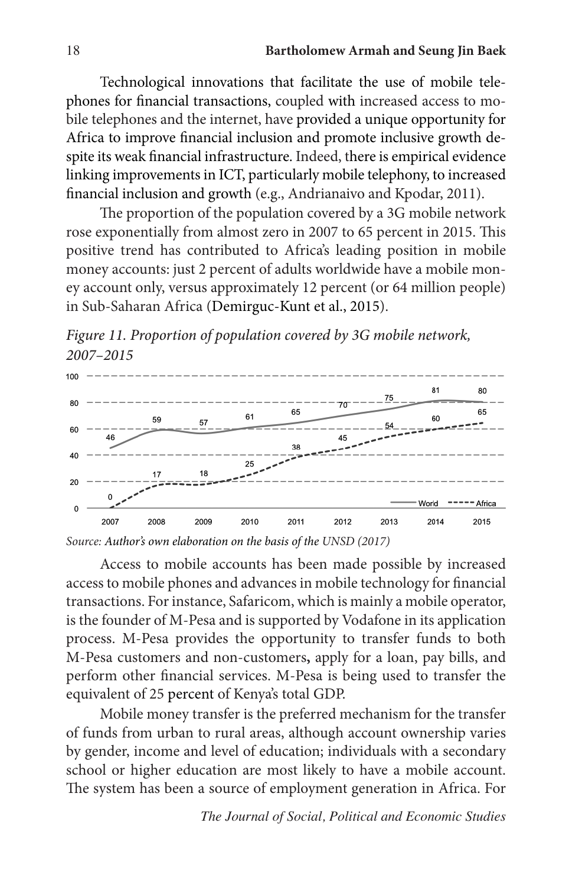Technological innovations that facilitate the use of mobile telephones for financial transactions, coupled with increased access to mobile telephones and the internet, have provided a unique opportunity for Africa to improve financial inclusion and promote inclusive growth despite its weak financial infrastructure. Indeed, there is empirical evidence linking improvements in ICT, particularly mobile telephony, to increased financial inclusion and growth (e.g., Andrianaivo and Kpodar, 2011).

The proportion of the population covered by a 3G mobile network rose exponentially from almost zero in 2007 to 65 percent in 2015. This positive trend has contributed to Africa's leading position in mobile money accounts: just 2 percent of adults worldwide have a mobile money account only, versus approximately 12 percent (or 64 million people) in Sub-Saharan Africa (Demirguc-Kunt et al., 2015).

*Figure 11. Proportion of population covered by 3G mobile network, 2007–2015*

100
80
60
40
20
0

World: 46, 59, 57, 61, 65, 70, 75, 81, 80
Africa: 0, 17, 18, 25, 38, 45, 54, 60, 65

2007 2008 2009 2010 2011 2012 2013 2014 2015

World
Africa

*Source: Author's own elaboration on the basis of the UNSD (2017)*

Access to mobile accounts has been made possible by increased access to mobile phones and advances in mobile technology for financial transactions. For instance, Safaricom, which is mainly a mobile operator, is the founder of M-Pesa and is supported by Vodafone in its application process. M-Pesa provides the opportunity to transfer funds to both M-Pesa customers and non-customers, apply for a loan, pay bills, and perform other financial services. M-Pesa is being used to transfer the equivalent of 25 percent of Kenya's total GDP.

Mobile money transfer is the preferred mechanism for the transfer of funds from urban to rural areas, although account ownership varies by gender, income and level of education; individuals with a secondary school or higher education are most likely to have a mobile account. The system has been a source of employment generation in Africa. For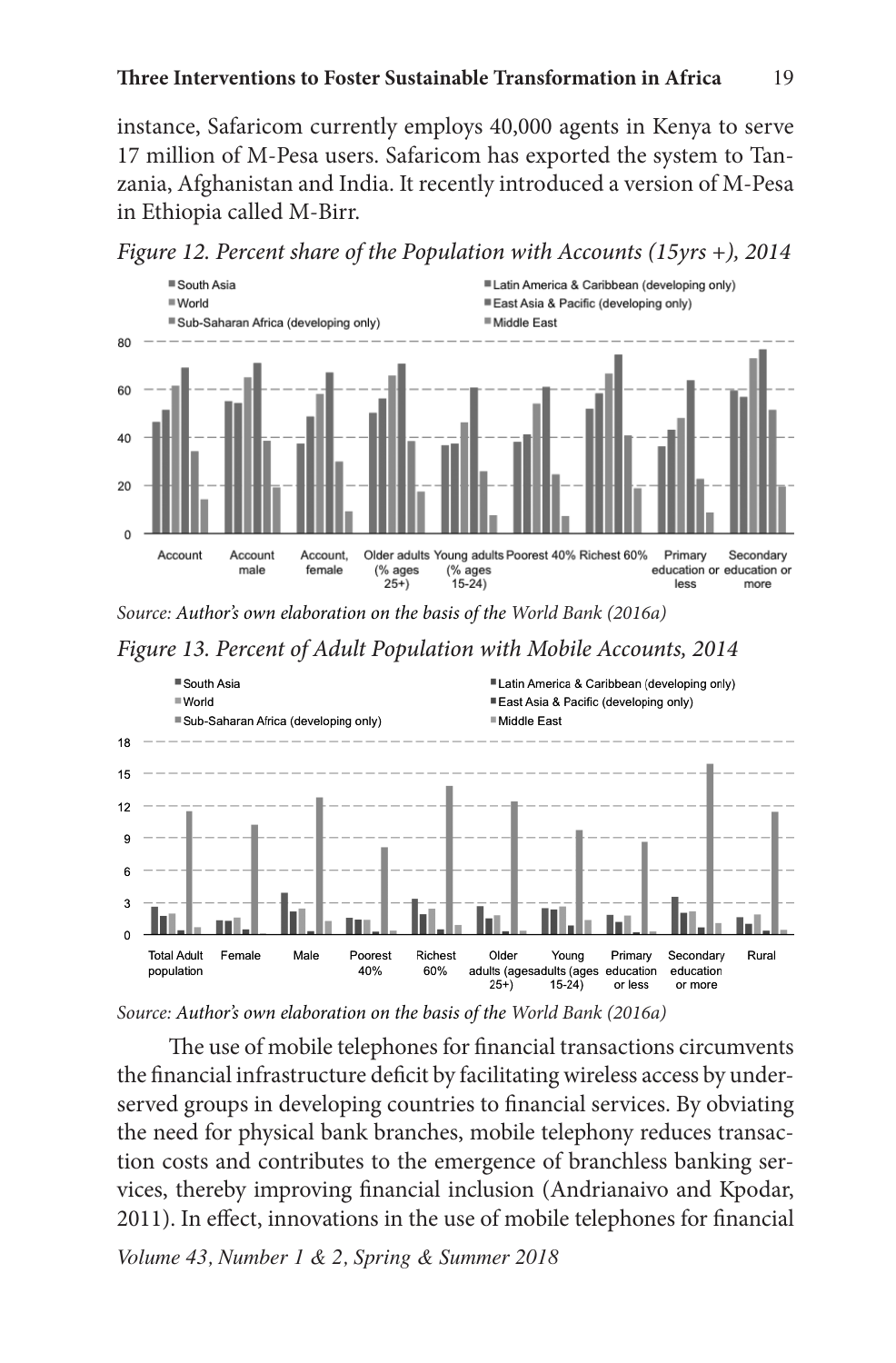instance, Safaricom currently employs 40,000 agents in Kenya to serve 17 million of M-Pesa users. Safaricom has exported the system to Tanzania, Afghanistan and India. It recently introduced a version of M-Pesa in Ethiopia called M-Birr.

*Figure 12. Percent share of the Population with Accounts (15yrs +), 2014*

South Asia
World
Sub-Saharan Africa (developing only)
Latin America & Caribbean (developing only)
East Asia & Pacific (developing only)
Middle East

80
60
40
20
0

Account
Account male
Account, female
Older adults (% ages 25+)
Young adults (% ages 15-24)
Poorest 40%
Richest 60%
Primary education or less
Secondary education or more

*Source: Author's own elaboration on the basis of the World Bank (2016a)*

*Figure 13. Percent of Adult Population with Mobile Accounts, 2014*

South Asia
World
Sub-Saharan Africa (developing only)
Latin America & Caribbean (developing only)
East Asia & Pacific (developing only)
Middle East

18
15
12
9
6
3
0

Total Adult population
Female
Male
Poorest 40%
Richest 60%
Older adults (ages 25+)
Young adults (ages 15-24)
Primary education or less
Secondary education or more
Rural

*Source: Author's own elaboration on the basis of the World Bank (2016a)*

The use of mobile telephones for financial transactions circumvents the financial infrastructure deficit by facilitating wireless access by underserved groups in developing countries to financial services. By obviating the need for physical bank branches, mobile telephony reduces transaction costs and contributes to the emergence of branchless banking services, thereby improving financial inclusion (Andrianaivo and Kpodar, 2011). In effect, innovations in the use of mobile telephones for financial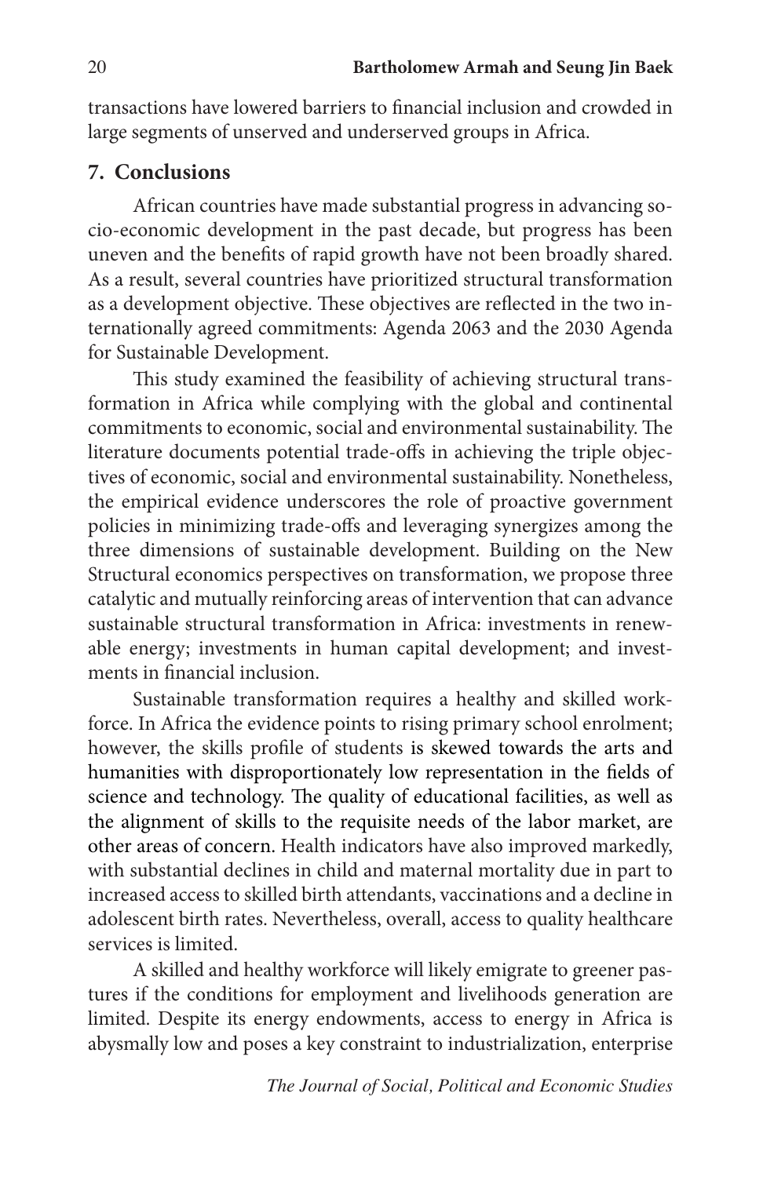transactions have lowered barriers to financial inclusion and crowded in large segments of unserved and underserved groups in Africa.

## 7. Conclusions

African countries have made substantial progress in advancing socio-economic development in the past decade, but progress has been uneven and the benefits of rapid growth have not been broadly shared. As a result, several countries have prioritized structural transformation as a development objective. These objectives are reflected in the two internationally agreed commitments: Agenda 2063 and the 2030 Agenda for Sustainable Development.

This study examined the feasibility of achieving structural transformation in Africa while complying with the global and continental commitments to economic, social and environmental sustainability. The literature documents potential trade-offs in achieving the triple objectives of economic, social and environmental sustainability. Nonetheless, the empirical evidence underscores the role of proactive government policies in minimizing trade-offs and leveraging synergizes among the three dimensions of sustainable development. Building on the New Structural economics perspectives on transformation, we propose three catalytic and mutually reinforcing areas of intervention that can advance sustainable structural transformation in Africa: investments in renewable energy; investments in human capital development; and investments in financial inclusion.

Sustainable transformation requires a healthy and skilled workforce. In Africa the evidence points to rising primary school enrolment; however, the skills profile of students is skewed towards the arts and humanities with disproportionately low representation in the fields of science and technology. The quality of educational facilities, as well as the alignment of skills to the requisite needs of the labor market, are other areas of concern. Health indicators have also improved markedly, with substantial declines in child and maternal mortality due in part to increased access to skilled birth attendants, vaccinations and a decline in adolescent birth rates. Nevertheless, overall, access to quality healthcare services is limited.

A skilled and healthy workforce will likely emigrate to greener pastures if the conditions for employment and livelihoods generation are limited. Despite its energy endowments, access to energy in Africa is abysmally low and poses a key constraint to industrialization, enterprise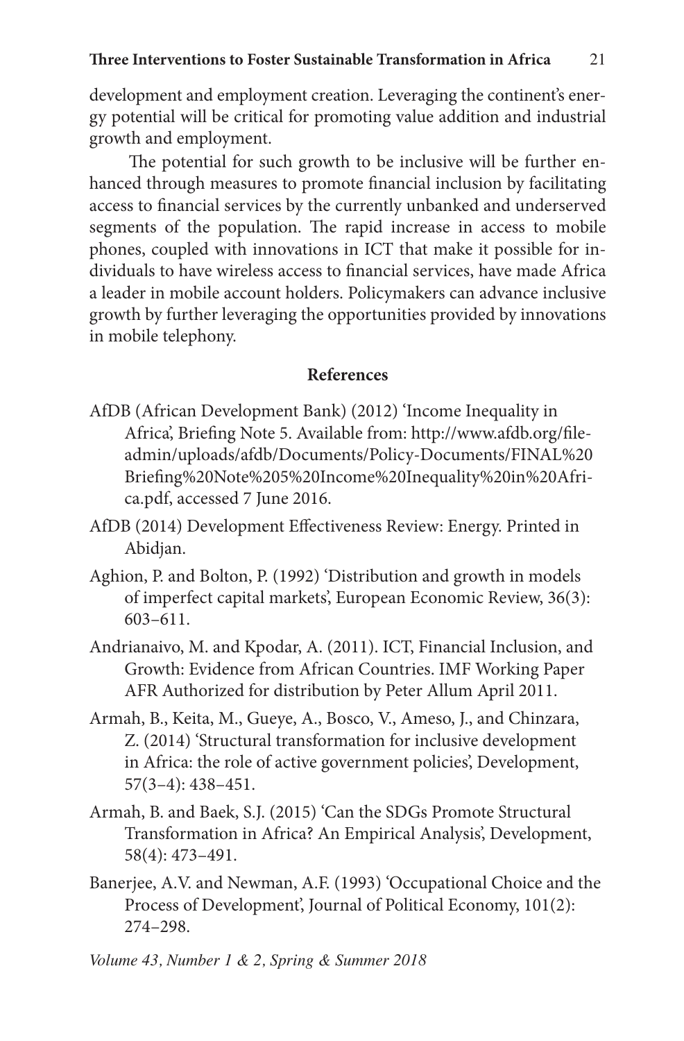development and employment creation. Leveraging the continent's energy potential will be critical for promoting value addition and industrial growth and employment.

The potential for such growth to be inclusive will be further enhanced through measures to promote financial inclusion by facilitating access to financial services by the currently unbanked and underserved segments of the population. The rapid increase in access to mobile phones, coupled with innovations in ICT that make it possible for individuals to have wireless access to financial services, have made Africa a leader in mobile account holders. Policymakers can advance inclusive growth by further leveraging the opportunities provided by innovations in mobile telephony.

## References

AfDB (African Development Bank) (2012) 'Income Inequality in Africa', Briefing Note 5. Available from: http://www.afdb.org/fileadmin/uploads/afdb/Documents/Policy-Documents/FINAL%20Briefing%20Note%205%20Income%20Inequality%20in%20Africa.pdf, accessed 7 June 2016.

AfDB (2014) Development Effectiveness Review: Energy. Printed in Abidjan.

Aghion, P. and Bolton, P. (1992) 'Distribution and growth in models of imperfect capital markets', European Economic Review, 36(3): 603–611.

Andrianaivo, M. and Kpodar, A. (2011). ICT, Financial Inclusion, and Growth: Evidence from African Countries. IMF Working Paper AFR Authorized for distribution by Peter Allum April 2011.

Armah, B., Keita, M., Gueye, A., Bosco, V., Ameso, J., and Chinzara, Z. (2014) 'Structural transformation for inclusive development in Africa: the role of active government policies', Development, 57(3–4): 438–451.

Armah, B. and Baek, S.J. (2015) 'Can the SDGs Promote Structural Transformation in Africa? An Empirical Analysis', Development, 58(4): 473–491.

Banerjee, A.V. and Newman, A.F. (1993) 'Occupational Choice and the Process of Development', Journal of Political Economy, 101(2): 274–298.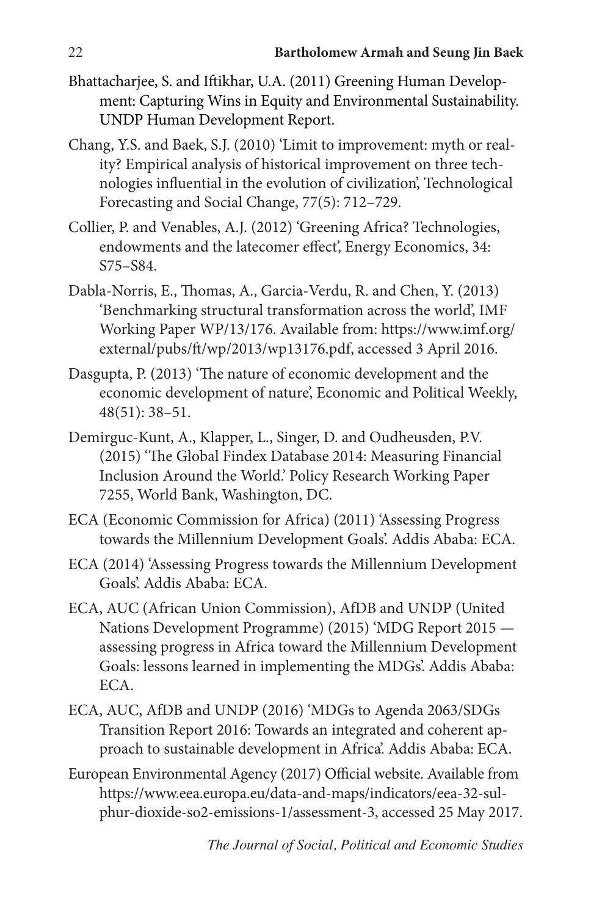Bhattacharjee, S. and Iftikhar, U.A. (2011) Greening Human Development: Capturing Wins in Equity and Environmental Sustainability. UNDP Human Development Report.

Chang, Y.S. and Baek, S.J. (2010) 'Limit to improvement: myth or reality? Empirical analysis of historical improvement on three technologies influential in the evolution of civilization', Technological Forecasting and Social Change, 77(5): 712–729.

Collier, P. and Venables, A.J. (2012) 'Greening Africa? Technologies, endowments and the latecomer effect', Energy Economics, 34: S75–S84.

Dabla-Norris, E., Thomas, A., Garcia-Verdu, R. and Chen, Y. (2013) 'Benchmarking structural transformation across the world', IMF Working Paper WP/13/176. Available from: https://www.imf.org/external/pubs/ft/wp/2013/wp13176.pdf, accessed 3 April 2016.

Dasgupta, P. (2013) 'The nature of economic development and the economic development of nature', Economic and Political Weekly, 48(51): 38–51.

Demirguc-Kunt, A., Klapper, L., Singer, D. and Oudheusden, P.V. (2015) 'The Global Findex Database 2014: Measuring Financial Inclusion Around the World.' Policy Research Working Paper 7255, World Bank, Washington, DC.

ECA (Economic Commission for Africa) (2011) 'Assessing Progress towards the Millennium Development Goals'. Addis Ababa: ECA.

ECA (2014) 'Assessing Progress towards the Millennium Development Goals'. Addis Ababa: ECA.

ECA, AUC (African Union Commission), AfDB and UNDP (United Nations Development Programme) (2015) 'MDG Report 2015 — assessing progress in Africa toward the Millennium Development Goals: lessons learned in implementing the MDGs'. Addis Ababa: ECA.

ECA, AUC, AfDB and UNDP (2016) 'MDGs to Agenda 2063/SDGs Transition Report 2016: Towards an integrated and coherent approach to sustainable development in Africa'. Addis Ababa: ECA.

European Environmental Agency (2017) Official website. Available from https://www.eea.europa.eu/data-and-maps/indicators/eea-32-sulphur-dioxide-so2-emissions-1/assessment-3, accessed 25 May 2017.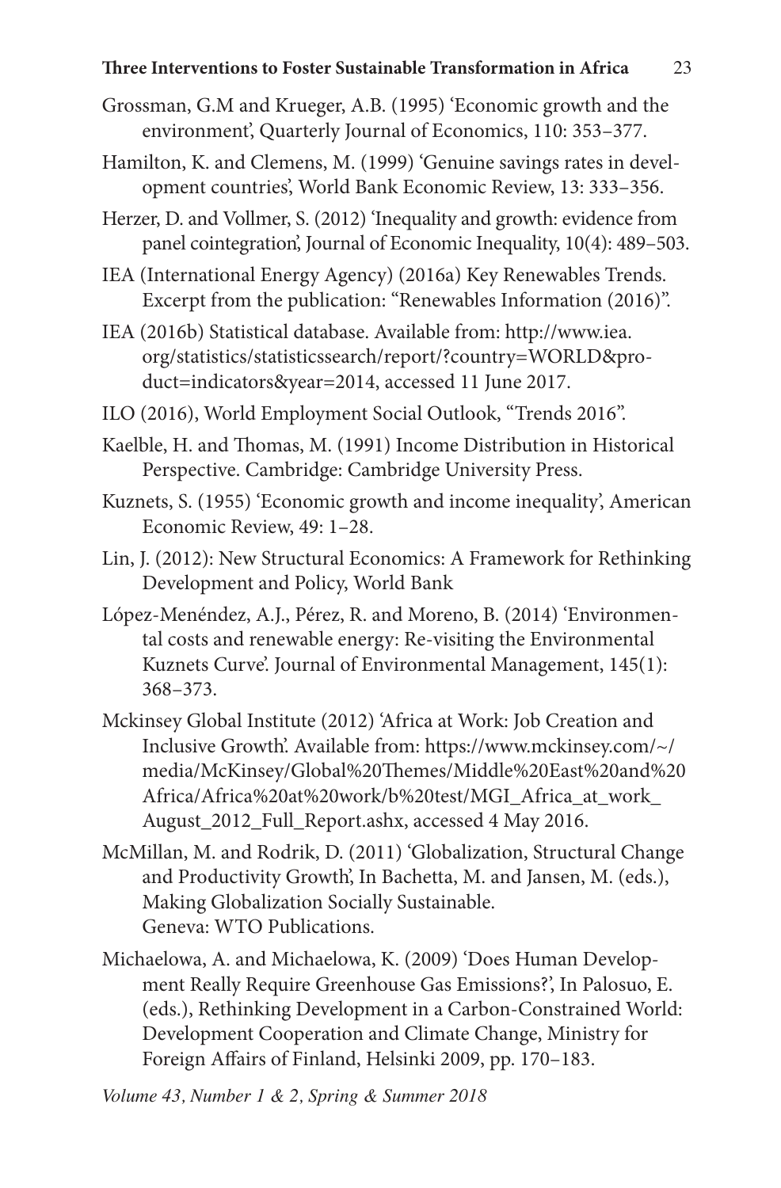Grossman, G.M and Krueger, A.B. (1995) 'Economic growth and the environment', Quarterly Journal of Economics, 110: 353–377.

Hamilton, K. and Clemens, M. (1999) 'Genuine savings rates in development countries', World Bank Economic Review, 13: 333–356.

Herzer, D. and Vollmer, S. (2012) 'Inequality and growth: evidence from panel cointegration', Journal of Economic Inequality, 10(4): 489–503.

IEA (International Energy Agency) (2016a) Key Renewables Trends. Excerpt from the publication: "Renewables Information (2016)".

IEA (2016b) Statistical database. Available from: http://www.iea.org/statistics/statisticssearch/report/?country=WORLD&product=indicators&year=2014, accessed 11 June 2017.

ILO (2016), World Employment Social Outlook, "Trends 2016".

Kaelble, H. and Thomas, M. (1991) Income Distribution in Historical Perspective. Cambridge: Cambridge University Press.

Kuznets, S. (1955) 'Economic growth and income inequality', American Economic Review, 49: 1–28.

Lin, J. (2012): New Structural Economics: A Framework for Rethinking Development and Policy, World Bank

López-Menéndez, A.J., Pérez, R. and Moreno, B. (2014) 'Environmental costs and renewable energy: Re-visiting the Environmental Kuznets Curve'. Journal of Environmental Management, 145(1): 368–373.

Mckinsey Global Institute (2012) 'Africa at Work: Job Creation and Inclusive Growth'. Available from: https://www.mckinsey.com/~/media/McKinsey/Global%20Themes/Middle%20East%20and%20Africa/Africa%20at%20work/b%20test/MGI_Africa_at_work_August_2012_Full_Report.ashx, accessed 4 May 2016.

McMillan, M. and Rodrik, D. (2011) 'Globalization, Structural Change and Productivity Growth', In Bachetta, M. and Jansen, M. (eds.), Making Globalization Socially Sustainable. Geneva: WTO Publications.

Michaelowa, A. and Michaelowa, K. (2009) 'Does Human Development Really Require Greenhouse Gas Emissions?', In Palosuo, E. (eds.), Rethinking Development in a Carbon-Constrained World: Development Cooperation and Climate Change, Ministry for Foreign Affairs of Finland, Helsinki 2009, pp. 170–183.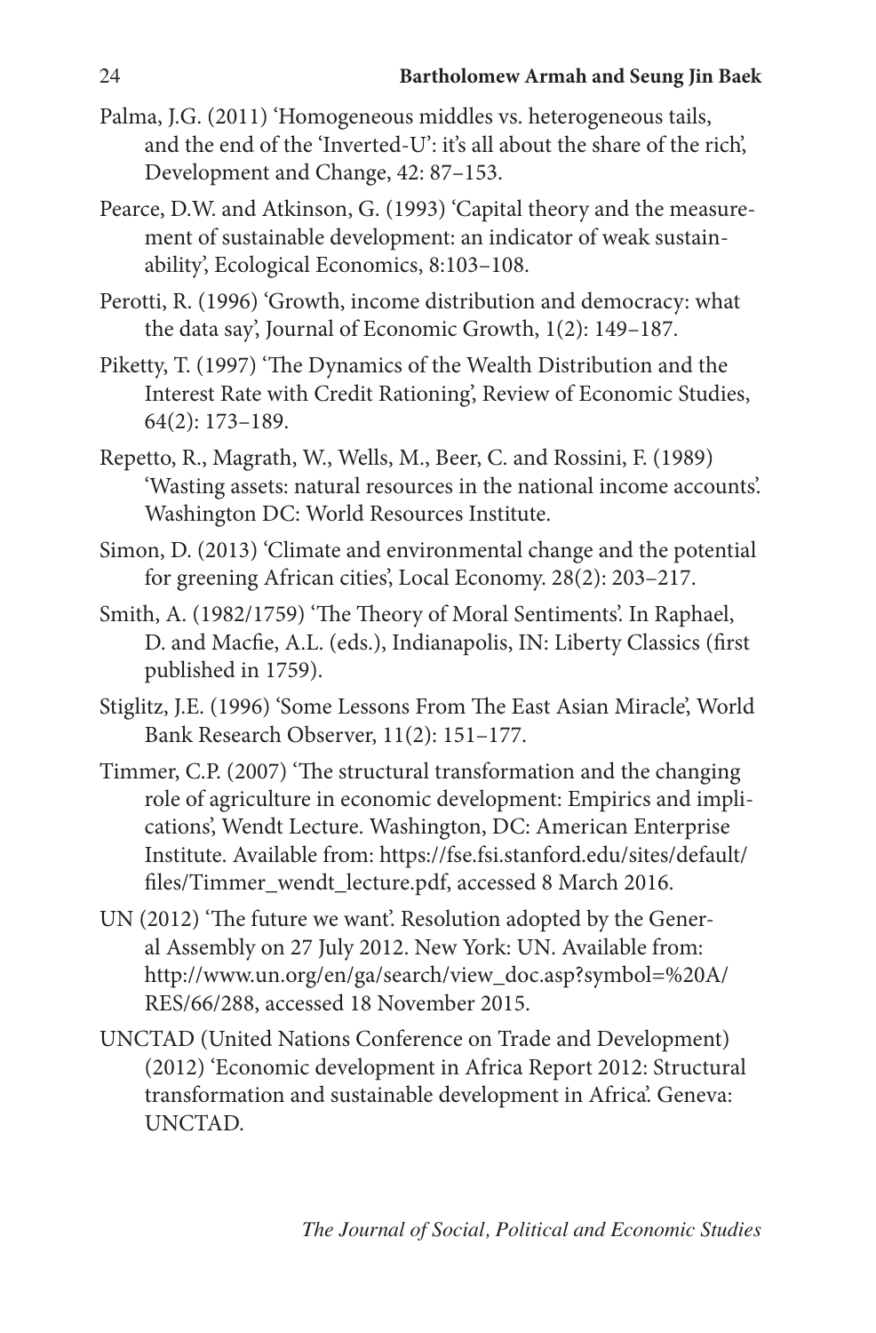Palma, J.G. (2011) 'Homogeneous middles vs. heterogeneous tails, and the end of the 'Inverted-U': it's all about the share of the rich', Development and Change, 42: 87–153.

Pearce, D.W. and Atkinson, G. (1993) 'Capital theory and the measurement of sustainable development: an indicator of weak sustainability', Ecological Economics, 8:103–108.

Perotti, R. (1996) 'Growth, income distribution and democracy: what the data say', Journal of Economic Growth, 1(2): 149–187.

Piketty, T. (1997) 'The Dynamics of the Wealth Distribution and the Interest Rate with Credit Rationing', Review of Economic Studies, 64(2): 173–189.

Repetto, R., Magrath, W., Wells, M., Beer, C. and Rossini, F. (1989) 'Wasting assets: natural resources in the national income accounts'. Washington DC: World Resources Institute.

Simon, D. (2013) 'Climate and environmental change and the potential for greening African cities', Local Economy. 28(2): 203–217.

Smith, A. (1982/1759) 'The Theory of Moral Sentiments'. In Raphael, D. and Macfie, A.L. (eds.), Indianapolis, IN: Liberty Classics (first published in 1759).

Stiglitz, J.E. (1996) 'Some Lessons From The East Asian Miracle', World Bank Research Observer, 11(2): 151–177.

Timmer, C.P. (2007) 'The structural transformation and the changing role of agriculture in economic development: Empirics and implications', Wendt Lecture. Washington, DC: American Enterprise Institute. Available from: https://fse.fsi.stanford.edu/sites/default/files/Timmer_wendt_lecture.pdf, accessed 8 March 2016.

UN (2012) 'The future we want'. Resolution adopted by the General Assembly on 27 July 2012. New York: UN. Available from: http://www.un.org/en/ga/search/view_doc.asp?symbol=%20A/RES/66/288, accessed 18 November 2015.

UNCTAD (United Nations Conference on Trade and Development) (2012) 'Economic development in Africa Report 2012: Structural transformation and sustainable development in Africa'. Geneva: UNCTAD.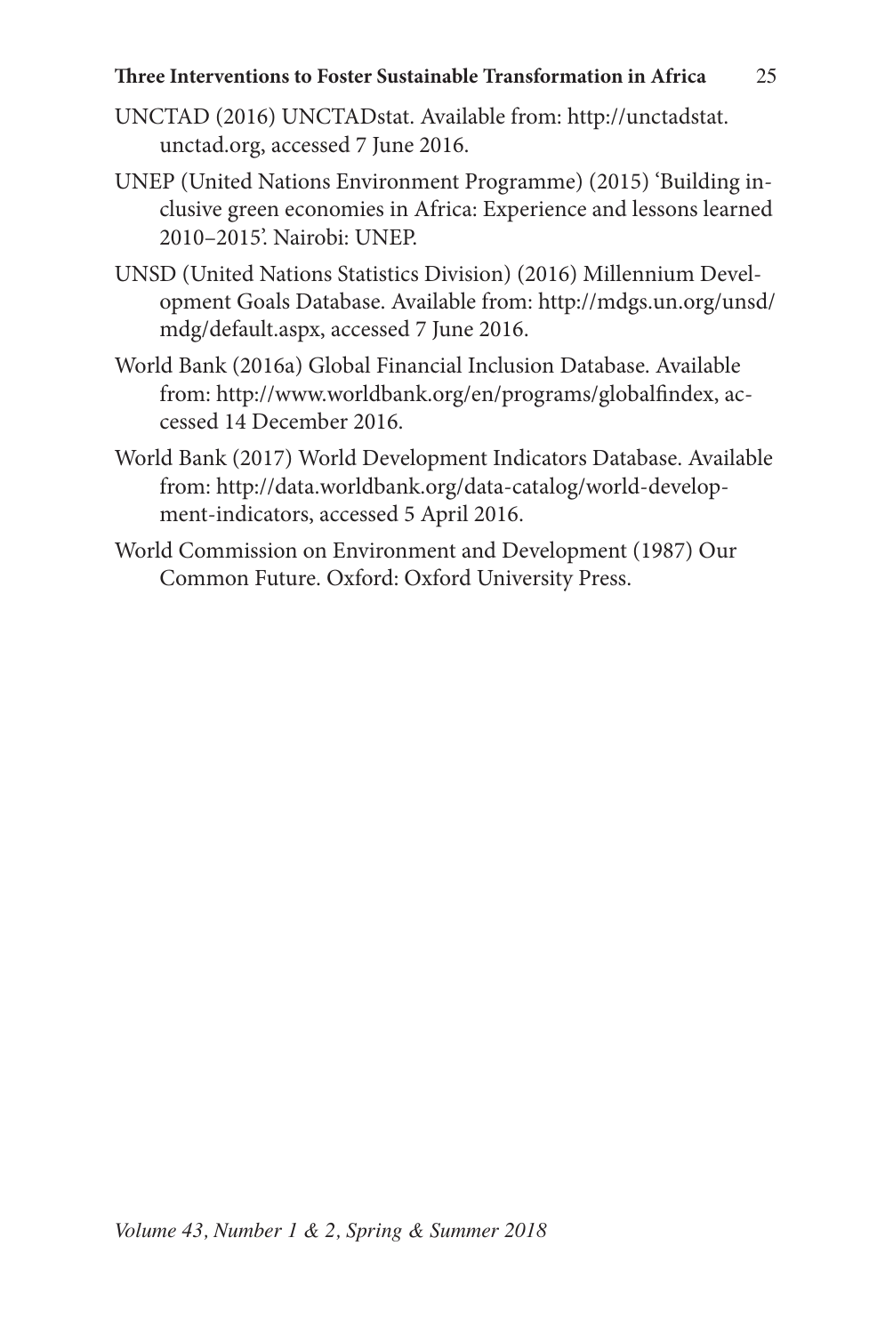UNCTAD (2016) UNCTADstat. Available from: http://unctadstat.unctad.org, accessed 7 June 2016.

UNEP (United Nations Environment Programme) (2015) 'Building inclusive green economies in Africa: Experience and lessons learned 2010–2015'. Nairobi: UNEP.

UNSD (United Nations Statistics Division) (2016) Millennium Development Goals Database. Available from: http://mdgs.un.org/unsd/mdg/default.aspx, accessed 7 June 2016.

World Bank (2016a) Global Financial Inclusion Database. Available from: http://www.worldbank.org/en/programs/globalfindex, accessed 14 December 2016.

World Bank (2017) World Development Indicators Database. Available from: http://data.worldbank.org/data-catalog/world-development-indicators, accessed 5 April 2016.

World Commission on Environment and Development (1987) Our Common Future. Oxford: Oxford University Press.